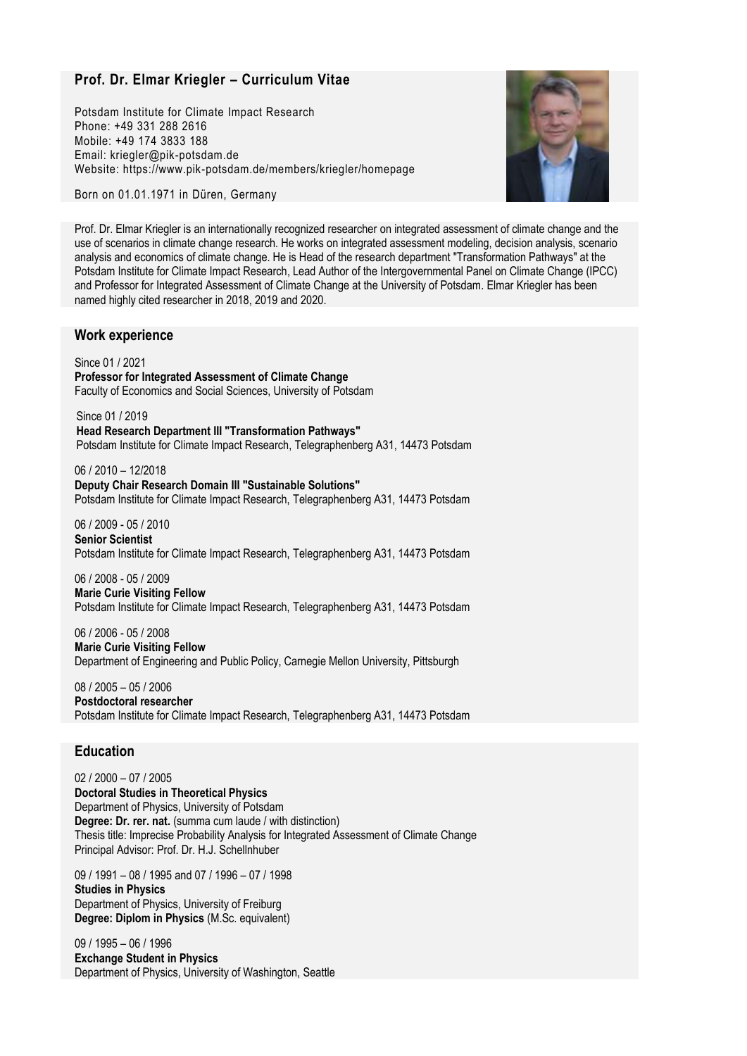# Prof. Dr. Elmar Kriegler – Curriculum Vitae

Potsdam Institute for Climate Impact Research
Phone: +49 331 288 2616
Mobile: +49 174 3833 188
Email: kriegler@pik-potsdam.de
Website: https://www.pik-potsdam.de/members/kriegler/homepage

Born on 01.01.1971 in Düren, Germany

Prof. Dr. Elmar Kriegler is an internationally recognized researcher on integrated assessment of climate change and the use of scenarios in climate change research. He works on integrated assessment modeling, decision analysis, scenario analysis and economics of climate change. He is Head of the research department "Transformation Pathways" at the Potsdam Institute for Climate Impact Research, Lead Author of the Intergovernmental Panel on Climate Change (IPCC) and Professor for Integrated Assessment of Climate Change at the University of Potsdam. Elmar Kriegler has been named highly cited researcher in 2018, 2019 and 2020.

## Work experience

Since 01 / 2021
**Professor for Integrated Assessment of Climate Change**
Faculty of Economics and Social Sciences, University of Potsdam

Since 01 / 2019
**Head Research Department III "Transformation Pathways"**
Potsdam Institute for Climate Impact Research, Telegraphenberg A31, 14473 Potsdam

06 / 2010 – 12/2018
**Deputy Chair Research Domain III "Sustainable Solutions"**
Potsdam Institute for Climate Impact Research, Telegraphenberg A31, 14473 Potsdam

06 / 2009 - 05 / 2010
**Senior Scientist**
Potsdam Institute for Climate Impact Research, Telegraphenberg A31, 14473 Potsdam

06 / 2008 - 05 / 2009
**Marie Curie Visiting Fellow**
Potsdam Institute for Climate Impact Research, Telegraphenberg A31, 14473 Potsdam

06 / 2006 - 05 / 2008
**Marie Curie Visiting Fellow**
Department of Engineering and Public Policy, Carnegie Mellon University, Pittsburgh

08 / 2005 – 05 / 2006
**Postdoctoral researcher**
Potsdam Institute for Climate Impact Research, Telegraphenberg A31, 14473 Potsdam

## Education

02 / 2000 – 07 / 2005
**Doctoral Studies in Theoretical Physics**
Department of Physics, University of Potsdam
**Degree: Dr. rer. nat.** (summa cum laude / with distinction)
Thesis title: Imprecise Probability Analysis for Integrated Assessment of Climate Change
Principal Advisor: Prof. Dr. H.J. Schellnhuber

09 / 1991 – 08 / 1995 and 07 / 1996 – 07 / 1998
**Studies in Physics**
Department of Physics, University of Freiburg
**Degree: Diplom in Physics** (M.Sc. equivalent)

09 / 1995 – 06 / 1996
**Exchange Student in Physics**
Department of Physics, University of Washington, Seattle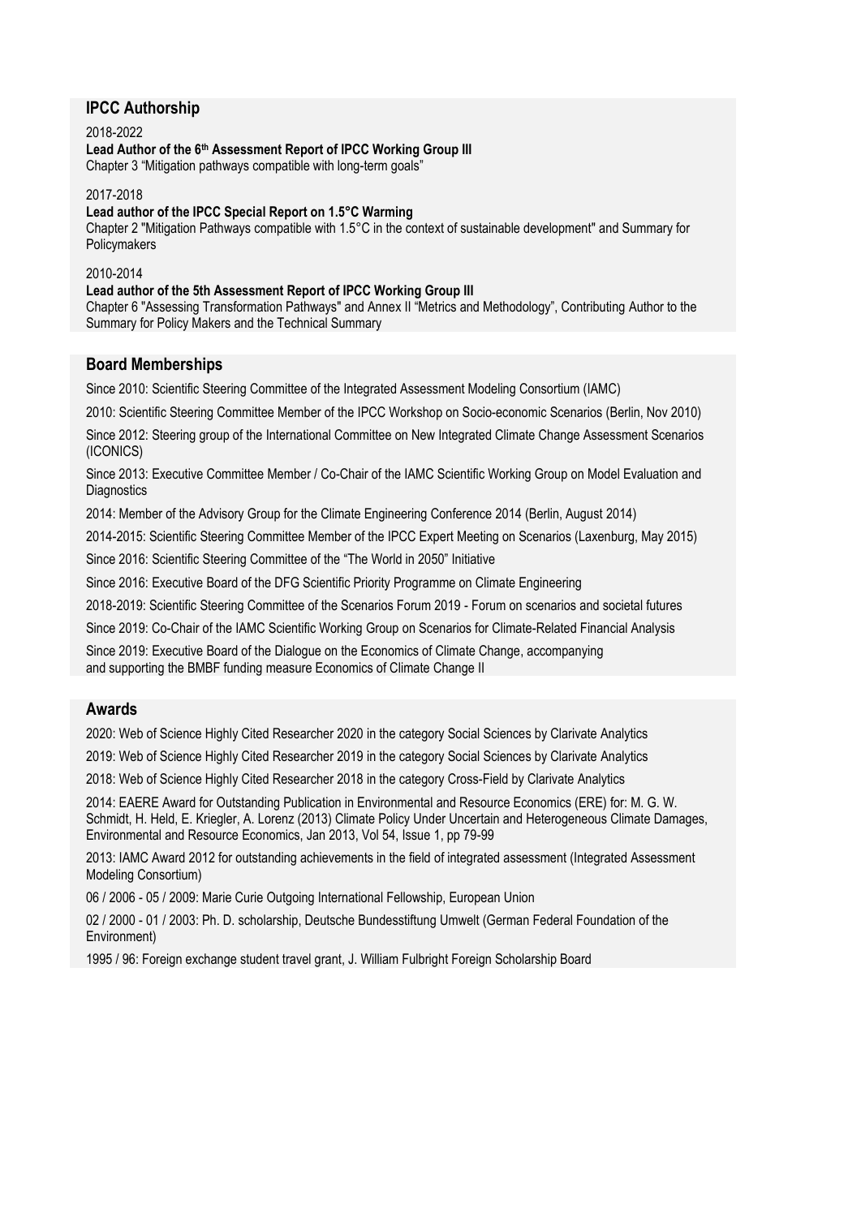## IPCC Authorship

2018-2022

**Lead Author of the 6th Assessment Report of IPCC Working Group III**

Chapter 3 "Mitigation pathways compatible with long-term goals"

2017-2018

**Lead author of the IPCC Special Report on 1.5°C Warming**

Chapter 2 "Mitigation Pathways compatible with 1.5°C in the context of sustainable development" and Summary for Policymakers

2010-2014

**Lead author of the 5th Assessment Report of IPCC Working Group III**

Chapter 6 "Assessing Transformation Pathways" and Annex II "Metrics and Methodology", Contributing Author to the Summary for Policy Makers and the Technical Summary

## Board Memberships

Since 2010: Scientific Steering Committee of the Integrated Assessment Modeling Consortium (IAMC)

2010: Scientific Steering Committee Member of the IPCC Workshop on Socio-economic Scenarios (Berlin, Nov 2010)

Since 2012: Steering group of the International Committee on New Integrated Climate Change Assessment Scenarios (ICONICS)

Since 2013: Executive Committee Member / Co-Chair of the IAMC Scientific Working Group on Model Evaluation and Diagnostics

2014: Member of the Advisory Group for the Climate Engineering Conference 2014 (Berlin, August 2014)

2014-2015: Scientific Steering Committee Member of the IPCC Expert Meeting on Scenarios (Laxenburg, May 2015)

Since 2016: Scientific Steering Committee of the "The World in 2050" Initiative

Since 2016: Executive Board of the DFG Scientific Priority Programme on Climate Engineering

2018-2019: Scientific Steering Committee of the Scenarios Forum 2019 - Forum on scenarios and societal futures

Since 2019: Co-Chair of the IAMC Scientific Working Group on Scenarios for Climate-Related Financial Analysis

Since 2019: Executive Board of the Dialogue on the Economics of Climate Change, accompanying and supporting the BMBF funding measure Economics of Climate Change II

## Awards

2020: Web of Science Highly Cited Researcher 2020 in the category Social Sciences by Clarivate Analytics

2019: Web of Science Highly Cited Researcher 2019 in the category Social Sciences by Clarivate Analytics

2018: Web of Science Highly Cited Researcher 2018 in the category Cross-Field by Clarivate Analytics

2014: EAERE Award for Outstanding Publication in Environmental and Resource Economics (ERE) for: M. G. W. Schmidt, H. Held, E. Kriegler, A. Lorenz (2013) Climate Policy Under Uncertain and Heterogeneous Climate Damages, Environmental and Resource Economics, Jan 2013, Vol 54, Issue 1, pp 79-99

2013: IAMC Award 2012 for outstanding achievements in the field of integrated assessment (Integrated Assessment Modeling Consortium)

06 / 2006 - 05 / 2009: Marie Curie Outgoing International Fellowship, European Union

02 / 2000 - 01 / 2003: Ph. D. scholarship, Deutsche Bundesstiftung Umwelt (German Federal Foundation of the Environment)

1995 / 96: Foreign exchange student travel grant, J. William Fulbright Foreign Scholarship Board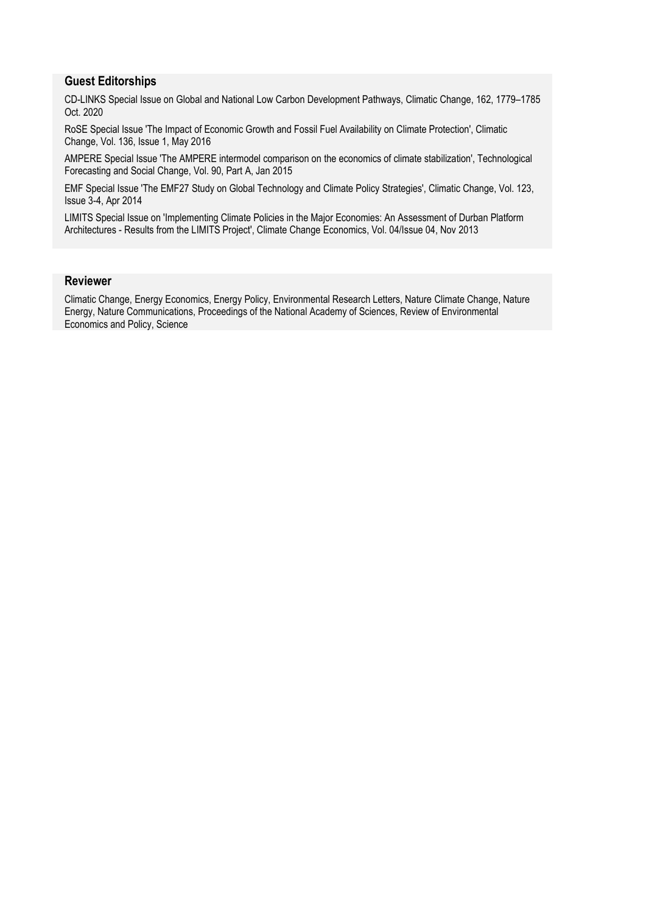## Guest Editorships

CD-LINKS Special Issue on Global and National Low Carbon Development Pathways, Climatic Change, 162, 1779–1785 Oct. 2020

RoSE Special Issue 'The Impact of Economic Growth and Fossil Fuel Availability on Climate Protection', Climatic Change, Vol. 136, Issue 1, May 2016

AMPERE Special Issue 'The AMPERE intermodel comparison on the economics of climate stabilization', Technological Forecasting and Social Change, Vol. 90, Part A, Jan 2015

EMF Special Issue 'The EMF27 Study on Global Technology and Climate Policy Strategies', Climatic Change, Vol. 123, Issue 3-4, Apr 2014

LIMITS Special Issue on 'Implementing Climate Policies in the Major Economies: An Assessment of Durban Platform Architectures - Results from the LIMITS Project', Climate Change Economics, Vol. 04/Issue 04, Nov 2013

## Reviewer

Climatic Change, Energy Economics, Energy Policy, Environmental Research Letters, Nature Climate Change, Nature Energy, Nature Communications, Proceedings of the National Academy of Sciences, Review of Environmental Economics and Policy, Science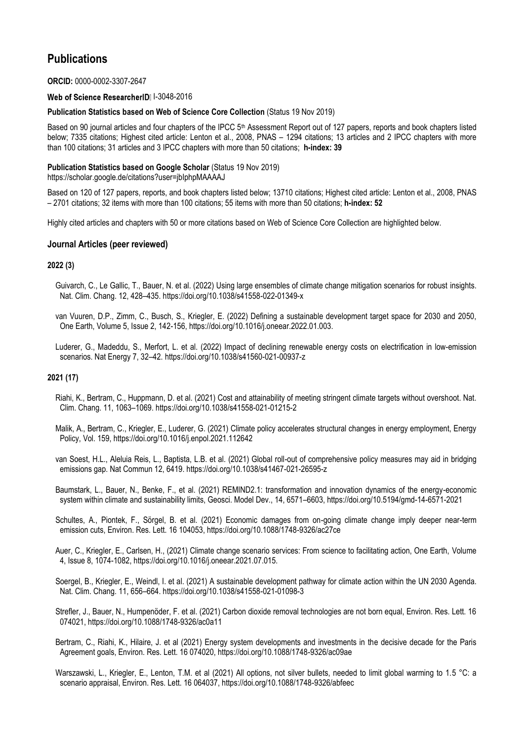## Publications

**ORCID:** 0000-0002-3307-2647

**Web of Science ResearcherID:** I-3048-2016

**Publication Statistics based on Web of Science Core Collection** (Status 19 Nov 2019)

Based on 90 journal articles and four chapters of the IPCC 5th Assessment Report out of 127 papers, reports and book chapters listed below; 7335 citations; Highest cited article: Lenton et al., 2008, PNAS – 1294 citations; 13 articles and 2 IPCC chapters with more than 100 citations; 31 articles and 3 IPCC chapters with more than 50 citations; **h-index: 39**

**Publication Statistics based on Google Scholar** (Status 19 Nov 2019)
https://scholar.google.de/citations?user=jbIphpMAAAAJ

Based on 120 of 127 papers, reports, and book chapters listed below; 13710 citations; Highest cited article: Lenton et al., 2008, PNAS – 2701 citations; 32 items with more than 100 citations; 55 items with more than 50 citations; **h-index: 52**

Highly cited articles and chapters with 50 or more citations based on Web of Science Core Collection are highlighted below.

### Journal Articles (peer reviewed)

#### 2022 (3)

Guivarch, C., Le Gallic, T., Bauer, N. et al. (2022) Using large ensembles of climate change mitigation scenarios for robust insights. Nat. Clim. Chang. 12, 428–435. https://doi.org/10.1038/s41558-022-01349-x

van Vuuren, D.P., Zimm, C., Busch, S., Kriegler, E. (2022) Defining a sustainable development target space for 2030 and 2050, One Earth, Volume 5, Issue 2, 142-156, https://doi.org/10.1016/j.oneear.2022.01.003.

Luderer, G., Madeddu, S., Merfort, L. et al. (2022) Impact of declining renewable energy costs on electrification in low-emission scenarios. Nat Energy 7, 32–42. https://doi.org/10.1038/s41560-021-00937-z

#### 2021 (17)

Riahi, K., Bertram, C., Huppmann, D. et al. (2021) Cost and attainability of meeting stringent climate targets without overshoot. Nat. Clim. Chang. 11, 1063–1069. https://doi.org/10.1038/s41558-021-01215-2

Malik, A., Bertram, C., Kriegler, E., Luderer, G. (2021) Climate policy accelerates structural changes in energy employment, Energy Policy, Vol. 159, https://doi.org/10.1016/j.enpol.2021.112642

van Soest, H.L., Aleluia Reis, L., Baptista, L.B. et al. (2021) Global roll-out of comprehensive policy measures may aid in bridging emissions gap. Nat Commun 12, 6419. https://doi.org/10.1038/s41467-021-26595-z

Baumstark, L., Bauer, N., Benke, F., et al. (2021) REMIND2.1: transformation and innovation dynamics of the energy-economic system within climate and sustainability limits, Geosci. Model Dev., 14, 6571–6603, https://doi.org/10.5194/gmd-14-6571-2021

Schultes, A., Piontek, F., Sörgel, B. et al. (2021) Economic damages from on-going climate change imply deeper near-term emission cuts, Environ. Res. Lett. 16 104053, https://doi.org/10.1088/1748-9326/ac27ce

Auer, C., Kriegler, E., Carlsen, H., (2021) Climate change scenario services: From science to facilitating action, One Earth, Volume 4, Issue 8, 1074-1082, https://doi.org/10.1016/j.oneear.2021.07.015.

Soergel, B., Kriegler, E., Weindl, I. et al. (2021) A sustainable development pathway for climate action within the UN 2030 Agenda. Nat. Clim. Chang. 11, 656–664. https://doi.org/10.1038/s41558-021-01098-3

Strefler, J., Bauer, N., Humpenöder, F. et al. (2021) Carbon dioxide removal technologies are not born equal, Environ. Res. Lett. 16 074021, https://doi.org/10.1088/1748-9326/ac0a11

Bertram, C., Riahi, K., Hilaire, J. et al (2021) Energy system developments and investments in the decisive decade for the Paris Agreement goals, Environ. Res. Lett. 16 074020, https://doi.org/10.1088/1748-9326/ac09ae

Warszawski, L., Kriegler, E., Lenton, T.M. et al (2021) All options, not silver bullets, needed to limit global warming to 1.5 °C: a scenario appraisal, Environ. Res. Lett. 16 064037, https://doi.org/10.1088/1748-9326/abfeec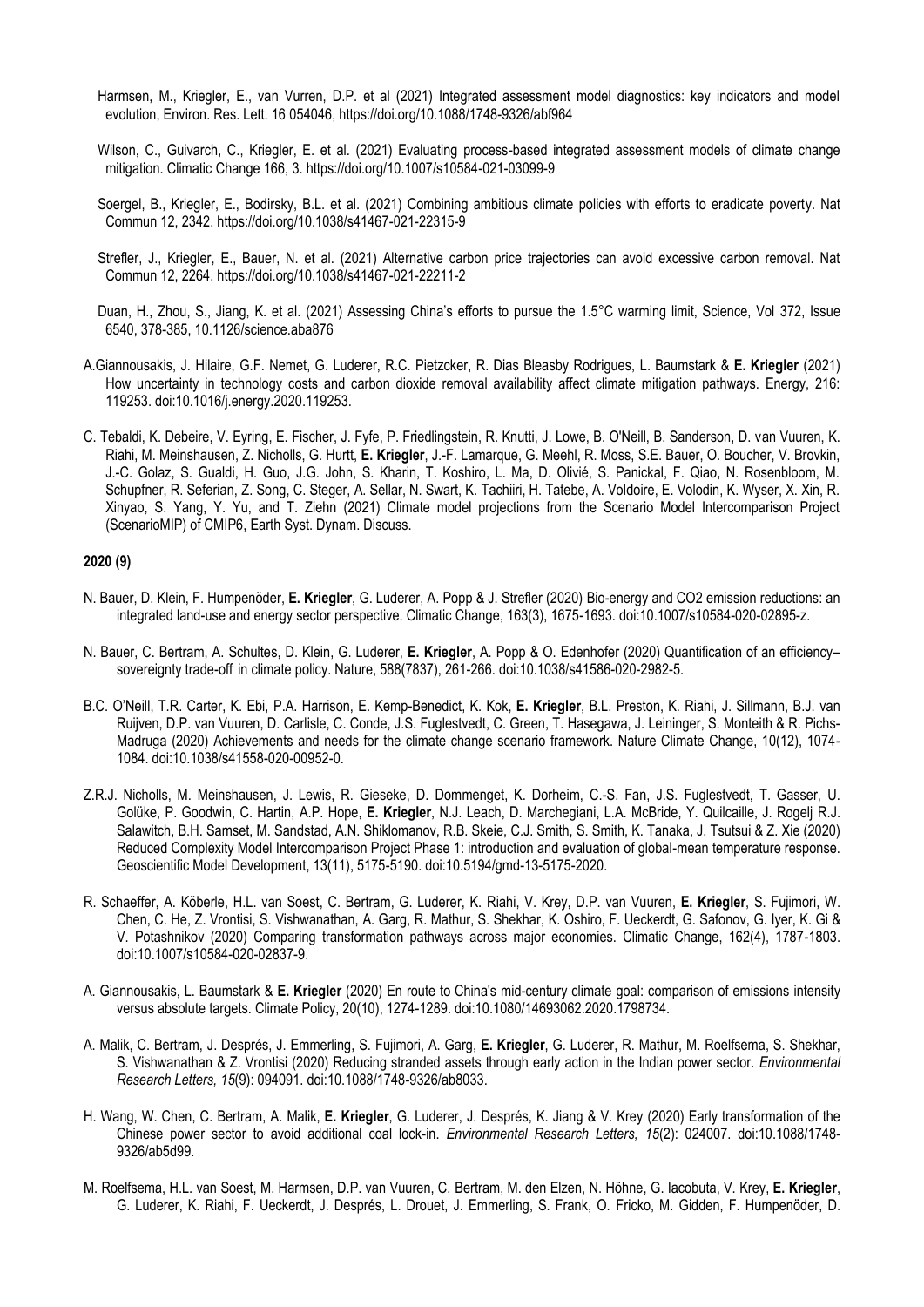Harmsen, M., Kriegler, E., van Vurren, D.P. et al (2021) Integrated assessment model diagnostics: key indicators and model evolution, Environ. Res. Lett. 16 054046, https://doi.org/10.1088/1748-9326/abf964

Wilson, C., Guivarch, C., Kriegler, E. et al. (2021) Evaluating process-based integrated assessment models of climate change mitigation. Climatic Change 166, 3. https://doi.org/10.1007/s10584-021-03099-9

Soergel, B., Kriegler, E., Bodirsky, B.L. et al. (2021) Combining ambitious climate policies with efforts to eradicate poverty. Nat Commun 12, 2342. https://doi.org/10.1038/s41467-021-22315-9

Strefler, J., Kriegler, E., Bauer, N. et al. (2021) Alternative carbon price trajectories can avoid excessive carbon removal. Nat Commun 12, 2264. https://doi.org/10.1038/s41467-021-22211-2

Duan, H., Zhou, S., Jiang, K. et al. (2021) Assessing China's efforts to pursue the 1.5°C warming limit, Science, Vol 372, Issue 6540, 378-385, 10.1126/science.aba876

A.Giannousakis, J. Hilaire, G.F. Nemet, G. Luderer, R.C. Pietzcker, R. Dias Bleasby Rodrigues, L. Baumstark & **E. Kriegler** (2021) How uncertainty in technology costs and carbon dioxide removal availability affect climate mitigation pathways. Energy, 216: 119253. doi:10.1016/j.energy.2020.119253.

C. Tebaldi, K. Debeire, V. Eyring, E. Fischer, J. Fyfe, P. Friedlingstein, R. Knutti, J. Lowe, B. O'Neill, B. Sanderson, D. van Vuuren, K. Riahi, M. Meinshausen, Z. Nicholls, G. Hurtt, **E. Kriegler**, J.-F. Lamarque, G. Meehl, R. Moss, S.E. Bauer, O. Boucher, V. Brovkin, J.-C. Golaz, S. Gualdi, H. Guo, J.G. John, S. Kharin, T. Koshiro, L. Ma, D. Olivié, S. Panickal, F. Qiao, N. Rosenbloom, M. Schupfner, R. Seferian, Z. Song, C. Steger, A. Sellar, N. Swart, K. Tachiiri, H. Tatebe, A. Voldoire, E. Volodin, K. Wyser, X. Xin, R. Xinyao, S. Yang, Y. Yu, and T. Ziehn (2021) Climate model projections from the Scenario Model Intercomparison Project (ScenarioMIP) of CMIP6, Earth Syst. Dynam. Discuss.

**2020 (9)**

N. Bauer, D. Klein, F. Humpenöder, **E. Kriegler**, G. Luderer, A. Popp & J. Strefler (2020) Bio-energy and CO2 emission reductions: an integrated land-use and energy sector perspective. Climatic Change, 163(3), 1675-1693. doi:10.1007/s10584-020-02895-z.

N. Bauer, C. Bertram, A. Schultes, D. Klein, G. Luderer, **E. Kriegler**, A. Popp & O. Edenhofer (2020) Quantification of an efficiency–sovereignty trade-off in climate policy. Nature, 588(7837), 261-266. doi:10.1038/s41586-020-2982-5.

B.C. O'Neill, T.R. Carter, K. Ebi, P.A. Harrison, E. Kemp-Benedict, K. Kok, **E. Kriegler**, B.L. Preston, K. Riahi, J. Sillmann, B.J. van Ruijven, D.P. van Vuuren, D. Carlisle, C. Conde, J.S. Fuglestvedt, C. Green, T. Hasegawa, J. Leininger, S. Monteith & R. Pichs-Madruga (2020) Achievements and needs for the climate change scenario framework. Nature Climate Change, 10(12), 1074-1084. doi:10.1038/s41558-020-00952-0.

Z.R.J. Nicholls, M. Meinshausen, J. Lewis, R. Gieseke, D. Dommenget, K. Dorheim, C.-S. Fan, J.S. Fuglestvedt, T. Gasser, U. Golüke, P. Goodwin, C. Hartin, A.P. Hope, **E. Kriegler**, N.J. Leach, D. Marchegiani, L.A. McBride, Y. Quilcaille, J. Rogelj R.J. Salawitch, B.H. Samset, M. Sandstad, A.N. Shiklomanov, R.B. Skeie, C.J. Smith, S. Smith, K. Tanaka, J. Tsutsui & Z. Xie (2020) Reduced Complexity Model Intercomparison Project Phase 1: introduction and evaluation of global-mean temperature response. Geoscientific Model Development, 13(11), 5175-5190. doi:10.5194/gmd-13-5175-2020.

R. Schaeffer, A. Köberle, H.L. van Soest, C. Bertram, G. Luderer, K. Riahi, V. Krey, D.P. van Vuuren, **E. Kriegler**, S. Fujimori, W. Chen, C. He, Z. Vrontisi, S. Vishwanathan, A. Garg, R. Mathur, S. Shekhar, K. Oshiro, F. Ueckerdt, G. Safonov, G. Iyer, K. Gi & V. Potashnikov (2020) Comparing transformation pathways across major economies. Climatic Change, 162(4), 1787-1803. doi:10.1007/s10584-020-02837-9.

A. Giannousakis, L. Baumstark & **E. Kriegler** (2020) En route to China's mid-century climate goal: comparison of emissions intensity versus absolute targets. Climate Policy, 20(10), 1274-1289. doi:10.1080/14693062.2020.1798734.

A. Malik, C. Bertram, J. Després, J. Emmerling, S. Fujimori, A. Garg, **E. Kriegler**, G. Luderer, R. Mathur, M. Roelfsema, S. Shekhar, S. Vishwanathan & Z. Vrontisi (2020) Reducing stranded assets through early action in the Indian power sector. *Environmental Research Letters, 15*(9): 094091. doi:10.1088/1748-9326/ab8033.

H. Wang, W. Chen, C. Bertram, A. Malik, **E. Kriegler**, G. Luderer, J. Després, K. Jiang & V. Krey (2020) Early transformation of the Chinese power sector to avoid additional coal lock-in. *Environmental Research Letters, 15*(2): 024007. doi:10.1088/1748-9326/ab5d99.

M. Roelfsema, H.L. van Soest, M. Harmsen, D.P. van Vuuren, C. Bertram, M. den Elzen, N. Höhne, G. Iacobuta, V. Krey, **E. Kriegler**, G. Luderer, K. Riahi, F. Ueckerdt, J. Després, L. Drouet, J. Emmerling, S. Frank, O. Fricko, M. Gidden, F. Humpenöder, D.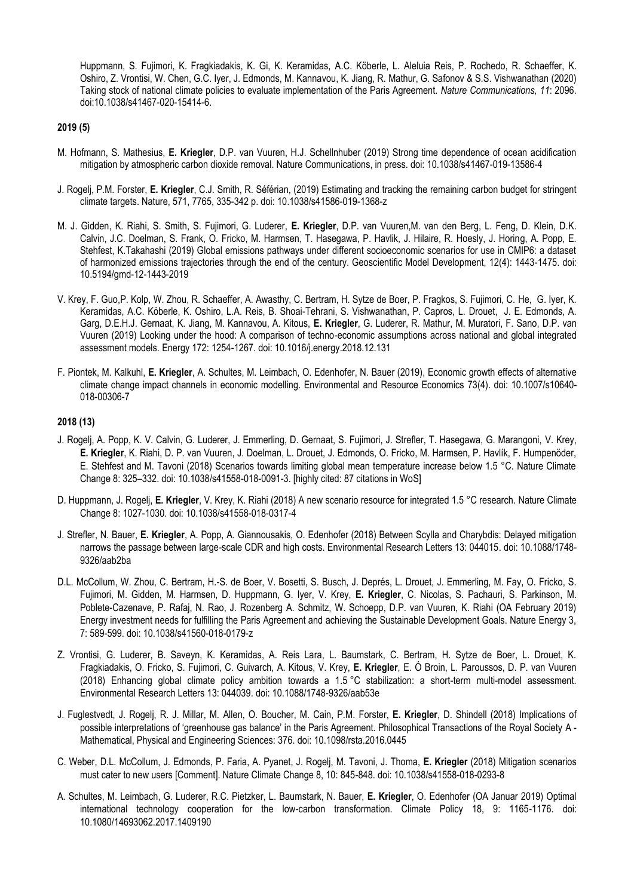Huppmann, S. Fujimori, K. Fragkiadakis, K. Gi, K. Keramidas, A.C. Köberle, L. Aleluia Reis, P. Rochedo, R. Schaeffer, K. Oshiro, Z. Vrontisi, W. Chen, G.C. Iyer, J. Edmonds, M. Kannavou, K. Jiang, R. Mathur, G. Safonov & S.S. Vishwanathan (2020) Taking stock of national climate policies to evaluate implementation of the Paris Agreement. *Nature Communications, 11*: 2096. doi:10.1038/s41467-020-15414-6.

**2019 (5)**

M. Hofmann, S. Mathesius, **E. Kriegler**, D.P. van Vuuren, H.J. Schellnhuber (2019) Strong time dependence of ocean acidification mitigation by atmospheric carbon dioxide removal. Nature Communications, in press. doi: 10.1038/s41467-019-13586-4

J. Rogelj, P.M. Forster, **E. Kriegler**, C.J. Smith, R. Séférian, (2019) Estimating and tracking the remaining carbon budget for stringent climate targets. Nature, 571, 7765, 335-342 p. doi: 10.1038/s41586-019-1368-z

M. J. Gidden, K. Riahi, S. Smith, S. Fujimori, G. Luderer, **E. Kriegler**, D.P. van Vuuren,M. van den Berg, L. Feng, D. Klein, D.K. Calvin, J.C. Doelman, S. Frank, O. Fricko, M. Harmsen, T. Hasegawa, P. Havlik, J. Hilaire, R. Hoesly, J. Horing, A. Popp, E. Stehfest, K.Takahashi (2019) Global emissions pathways under different socioeconomic scenarios for use in CMIP6: a dataset of harmonized emissions trajectories through the end of the century. Geoscientific Model Development, 12(4): 1443-1475. doi: 10.5194/gmd-12-1443-2019

V. Krey, F. Guo,P. Kolp, W. Zhou, R. Schaeffer, A. Awasthy, C. Bertram, H. Sytze de Boer, P. Fragkos, S. Fujimori, C. He, G. Iyer, K. Keramidas, A.C. Köberle, K. Oshiro, L.A. Reis, B. Shoai-Tehrani, S. Vishwanathan, P. Capros, L. Drouet, J. E. Edmonds, A. Garg, D.E.H.J. Gernaat, K. Jiang, M. Kannavou, A. Kitous, **E. Kriegler**, G. Luderer, R. Mathur, M. Muratori, F. Sano, D.P. van Vuuren (2019) Looking under the hood: A comparison of techno-economic assumptions across national and global integrated assessment models. Energy 172: 1254-1267. doi: 10.1016/j.energy.2018.12.131

F. Piontek, M. Kalkuhl, **E. Kriegler**, A. Schultes, M. Leimbach, O. Edenhofer, N. Bauer (2019), Economic growth effects of alternative climate change impact channels in economic modelling. Environmental and Resource Economics 73(4). doi: 10.1007/s10640-018-00306-7

**2018 (13)**

J. Rogelj, A. Popp, K. V. Calvin, G. Luderer, J. Emmerling, D. Gernaat, S. Fujimori, J. Strefler, T. Hasegawa, G. Marangoni, V. Krey, **E. Kriegler**, K. Riahi, D. P. van Vuuren, J. Doelman, L. Drouet, J. Edmonds, O. Fricko, M. Harmsen, P. Havlík, F. Humpenöder, E. Stehfest and M. Tavoni (2018) Scenarios towards limiting global mean temperature increase below 1.5 °C. Nature Climate Change 8: 325–332. doi: 10.1038/s41558-018-0091-3. [highly cited: 87 citations in WoS]

D. Huppmann, J. Rogelj, **E. Kriegler**, V. Krey, K. Riahi (2018) A new scenario resource for integrated 1.5 °C research. Nature Climate Change 8: 1027-1030. doi: 10.1038/s41558-018-0317-4

J. Strefler, N. Bauer, **E. Kriegler**, A. Popp, A. Giannousakis, O. Edenhofer (2018) Between Scylla and Charybdis: Delayed mitigation narrows the passage between large-scale CDR and high costs. Environmental Research Letters 13: 044015. doi: 10.1088/1748-9326/aab2ba

D.L. McCollum, W. Zhou, C. Bertram, H.-S. de Boer, V. Bosetti, S. Busch, J. Després, L. Drouet, J. Emmerling, M. Fay, O. Fricko, S. Fujimori, M. Gidden, M. Harmsen, D. Huppmann, G. Iyer, V. Krey, **E. Kriegler**, C. Nicolas, S. Pachauri, S. Parkinson, M. Poblete-Cazenave, P. Rafaj, N. Rao, J. Rozenberg A. Schmitz, W. Schoepp, D.P. van Vuuren, K. Riahi (OA February 2019) Energy investment needs for fulfilling the Paris Agreement and achieving the Sustainable Development Goals. Nature Energy 3, 7: 589-599. doi: 10.1038/s41560-018-0179-z

Z. Vrontisi, G. Luderer, B. Saveyn, K. Keramidas, A. Reis Lara, L. Baumstark, C. Bertram, H. Sytze de Boer, L. Drouet, K. Fragkiadakis, O. Fricko, S. Fujimori, C. Guivarch, A. Kitous, V. Krey, **E. Kriegler**, E. Ó Broin, L. Paroussos, D. P. van Vuuren (2018) Enhancing global climate policy ambition towards a 1.5 °C stabilization: a short-term multi-model assessment. Environmental Research Letters 13: 044039. doi: 10.1088/1748-9326/aab53e

J. Fuglestvedt, J. Rogelj, R. J. Millar, M. Allen, O. Boucher, M. Cain, P.M. Forster, **E. Kriegler**, D. Shindell (2018) Implications of possible interpretations of 'greenhouse gas balance' in the Paris Agreement. Philosophical Transactions of the Royal Society A - Mathematical, Physical and Engineering Sciences: 376. doi: 10.1098/rsta.2016.0445

C. Weber, D.L. McCollum, J. Edmonds, P. Faria, A. Pyanet, J. Rogelj, M. Tavoni, J. Thoma, **E. Kriegler** (2018) Mitigation scenarios must cater to new users [Comment]. Nature Climate Change 8, 10: 845-848. doi: 10.1038/s41558-018-0293-8

A. Schultes, M. Leimbach, G. Luderer, R.C. Pietzker, L. Baumstark, N. Bauer, **E. Kriegler**, O. Edenhofer (OA Januar 2019) Optimal international technology cooperation for the low-carbon transformation. Climate Policy 18, 9: 1165-1176. doi: 10.1080/14693062.2017.1409190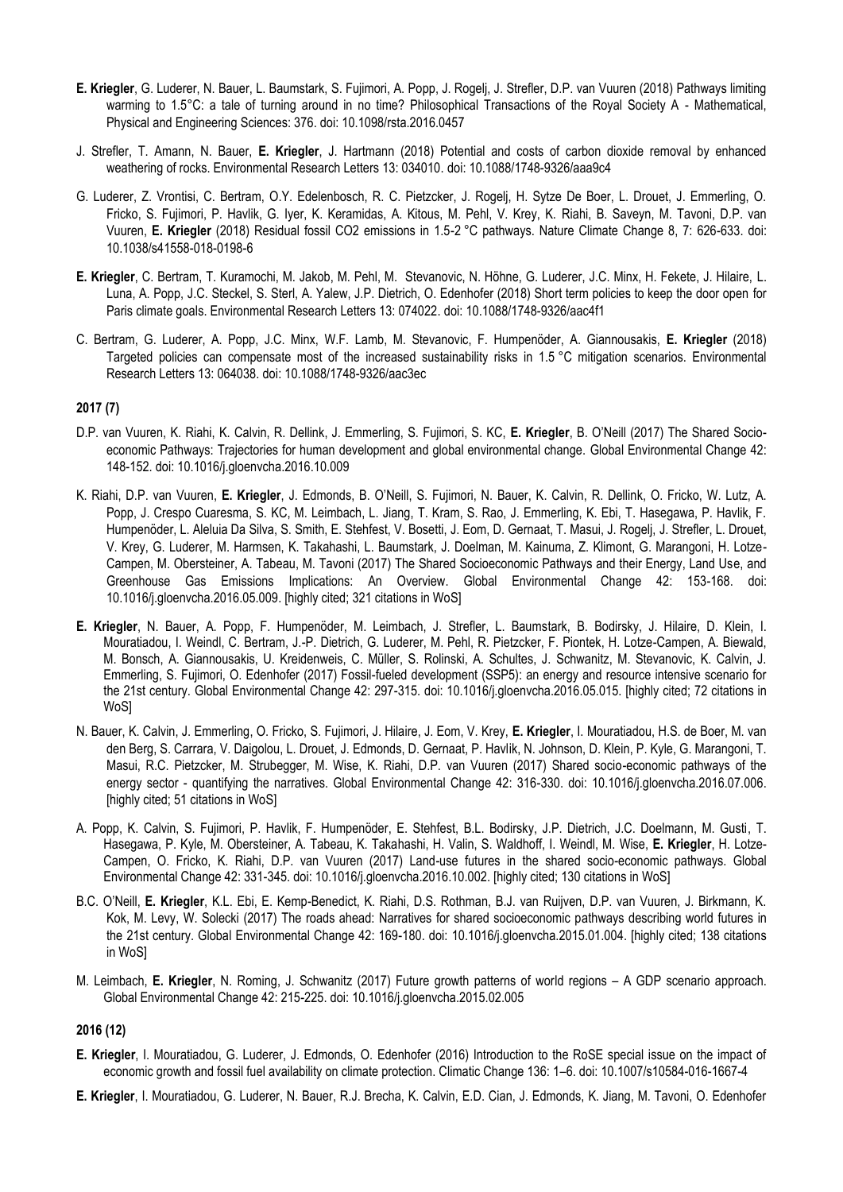**E. Kriegler**, G. Luderer, N. Bauer, L. Baumstark, S. Fujimori, A. Popp, J. Rogelj, J. Strefler, D.P. van Vuuren (2018) Pathways limiting warming to 1.5°C: a tale of turning around in no time? Philosophical Transactions of the Royal Society A - Mathematical, Physical and Engineering Sciences: 376. doi: 10.1098/rsta.2016.0457

J. Strefler, T. Amann, N. Bauer, **E. Kriegler**, J. Hartmann (2018) Potential and costs of carbon dioxide removal by enhanced weathering of rocks. Environmental Research Letters 13: 034010. doi: 10.1088/1748-9326/aaa9c4

G. Luderer, Z. Vrontisi, C. Bertram, O.Y. Edelenbosch, R. C. Pietzcker, J. Rogelj, H. Sytze De Boer, L. Drouet, J. Emmerling, O. Fricko, S. Fujimori, P. Havlik, G. Iyer, K. Keramidas, A. Kitous, M. Pehl, V. Krey, K. Riahi, B. Saveyn, M. Tavoni, D.P. van Vuuren, **E. Kriegler** (2018) Residual fossil CO2 emissions in 1.5-2 °C pathways. Nature Climate Change 8, 7: 626-633. doi: 10.1038/s41558-018-0198-6

**E. Kriegler**, C. Bertram, T. Kuramochi, M. Jakob, M. Pehl, M. Stevanovic, N. Höhne, G. Luderer, J.C. Minx, H. Fekete, J. Hilaire, L. Luna, A. Popp, J.C. Steckel, S. Sterl, A. Yalew, J.P. Dietrich, O. Edenhofer (2018) Short term policies to keep the door open for Paris climate goals. Environmental Research Letters 13: 074022. doi: 10.1088/1748-9326/aac4f1

C. Bertram, G. Luderer, A. Popp, J.C. Minx, W.F. Lamb, M. Stevanovic, F. Humpenöder, A. Giannousakis, **E. Kriegler** (2018) Targeted policies can compensate most of the increased sustainability risks in 1.5 °C mitigation scenarios. Environmental Research Letters 13: 064038. doi: 10.1088/1748-9326/aac3ec

**2017 (7)**

D.P. van Vuuren, K. Riahi, K. Calvin, R. Dellink, J. Emmerling, S. Fujimori, S. KC, **E. Kriegler**, B. O'Neill (2017) The Shared Socio-economic Pathways: Trajectories for human development and global environmental change. Global Environmental Change 42: 148-152. doi: 10.1016/j.gloenvcha.2016.10.009

K. Riahi, D.P. van Vuuren, **E. Kriegler**, J. Edmonds, B. O'Neill, S. Fujimori, N. Bauer, K. Calvin, R. Dellink, O. Fricko, W. Lutz, A. Popp, J. Crespo Cuaresma, S. KC, M. Leimbach, L. Jiang, T. Kram, S. Rao, J. Emmerling, K. Ebi, T. Hasegawa, P. Havlik, F. Humpenöder, L. Aleluia Da Silva, S. Smith, E. Stehfest, V. Bosetti, J. Eom, D. Gernaat, T. Masui, J. Rogelj, J. Strefler, L. Drouet, V. Krey, G. Luderer, M. Harmsen, K. Takahashi, L. Baumstark, J. Doelman, M. Kainuma, Z. Klimont, G. Marangoni, H. Lotze-Campen, M. Obersteiner, A. Tabeau, M. Tavoni (2017) The Shared Socioeconomic Pathways and their Energy, Land Use, and Greenhouse Gas Emissions Implications: An Overview. Global Environmental Change 42: 153-168. doi: 10.1016/j.gloenvcha.2016.05.009. [highly cited; 321 citations in WoS]

**E. Kriegler**, N. Bauer, A. Popp, F. Humpenöder, M. Leimbach, J. Strefler, L. Baumstark, B. Bodirsky, J. Hilaire, D. Klein, I. Mouratiadou, I. Weindl, C. Bertram, J.-P. Dietrich, G. Luderer, M. Pehl, R. Pietzcker, F. Piontek, H. Lotze-Campen, A. Biewald, M. Bonsch, A. Giannousakis, U. Kreidenweis, C. Müller, S. Rolinski, A. Schultes, J. Schwanitz, M. Stevanovic, K. Calvin, J. Emmerling, S. Fujimori, O. Edenhofer (2017) Fossil-fueled development (SSP5): an energy and resource intensive scenario for the 21st century. Global Environmental Change 42: 297-315. doi: 10.1016/j.gloenvcha.2016.05.015. [highly cited; 72 citations in WoS]

N. Bauer, K. Calvin, J. Emmerling, O. Fricko, S. Fujimori, J. Hilaire, J. Eom, V. Krey, **E. Kriegler**, I. Mouratiadou, H.S. de Boer, M. van den Berg, S. Carrara, V. Daigolou, L. Drouet, J. Edmonds, D. Gernaat, P. Havlik, N. Johnson, D. Klein, P. Kyle, G. Marangoni, T. Masui, R.C. Pietzcker, M. Strubegger, M. Wise, K. Riahi, D.P. van Vuuren (2017) Shared socio-economic pathways of the energy sector - quantifying the narratives. Global Environmental Change 42: 316-330. doi: 10.1016/j.gloenvcha.2016.07.006. [highly cited; 51 citations in WoS]

A. Popp, K. Calvin, S. Fujimori, P. Havlik, F. Humpenöder, E. Stehfest, B.L. Bodirsky, J.P. Dietrich, J.C. Doelmann, M. Gusti, T. Hasegawa, P. Kyle, M. Obersteiner, A. Tabeau, K. Takahashi, H. Valin, S. Waldhoff, I. Weindl, M. Wise, **E. Kriegler**, H. Lotze-Campen, O. Fricko, K. Riahi, D.P. van Vuuren (2017) Land-use futures in the shared socio-economic pathways. Global Environmental Change 42: 331-345. doi: 10.1016/j.gloenvcha.2016.10.002. [highly cited; 130 citations in WoS]

B.C. O'Neill, **E. Kriegler**, K.L. Ebi, E. Kemp-Benedict, K. Riahi, D.S. Rothman, B.J. van Ruijven, D.P. van Vuuren, J. Birkmann, K. Kok, M. Levy, W. Solecki (2017) The roads ahead: Narratives for shared socioeconomic pathways describing world futures in the 21st century. Global Environmental Change 42: 169-180. doi: 10.1016/j.gloenvcha.2015.01.004. [highly cited; 138 citations in WoS]

M. Leimbach, **E. Kriegler**, N. Roming, J. Schwanitz (2017) Future growth patterns of world regions – A GDP scenario approach. Global Environmental Change 42: 215-225. doi: 10.1016/j.gloenvcha.2015.02.005

**2016 (12)**

**E. Kriegler**, I. Mouratiadou, G. Luderer, J. Edmonds, O. Edenhofer (2016) Introduction to the RoSE special issue on the impact of economic growth and fossil fuel availability on climate protection. Climatic Change 136: 1–6. doi: 10.1007/s10584-016-1667-4

**E. Kriegler**, I. Mouratiadou, G. Luderer, N. Bauer, R.J. Brecha, K. Calvin, E.D. Cian, J. Edmonds, K. Jiang, M. Tavoni, O. Edenhofer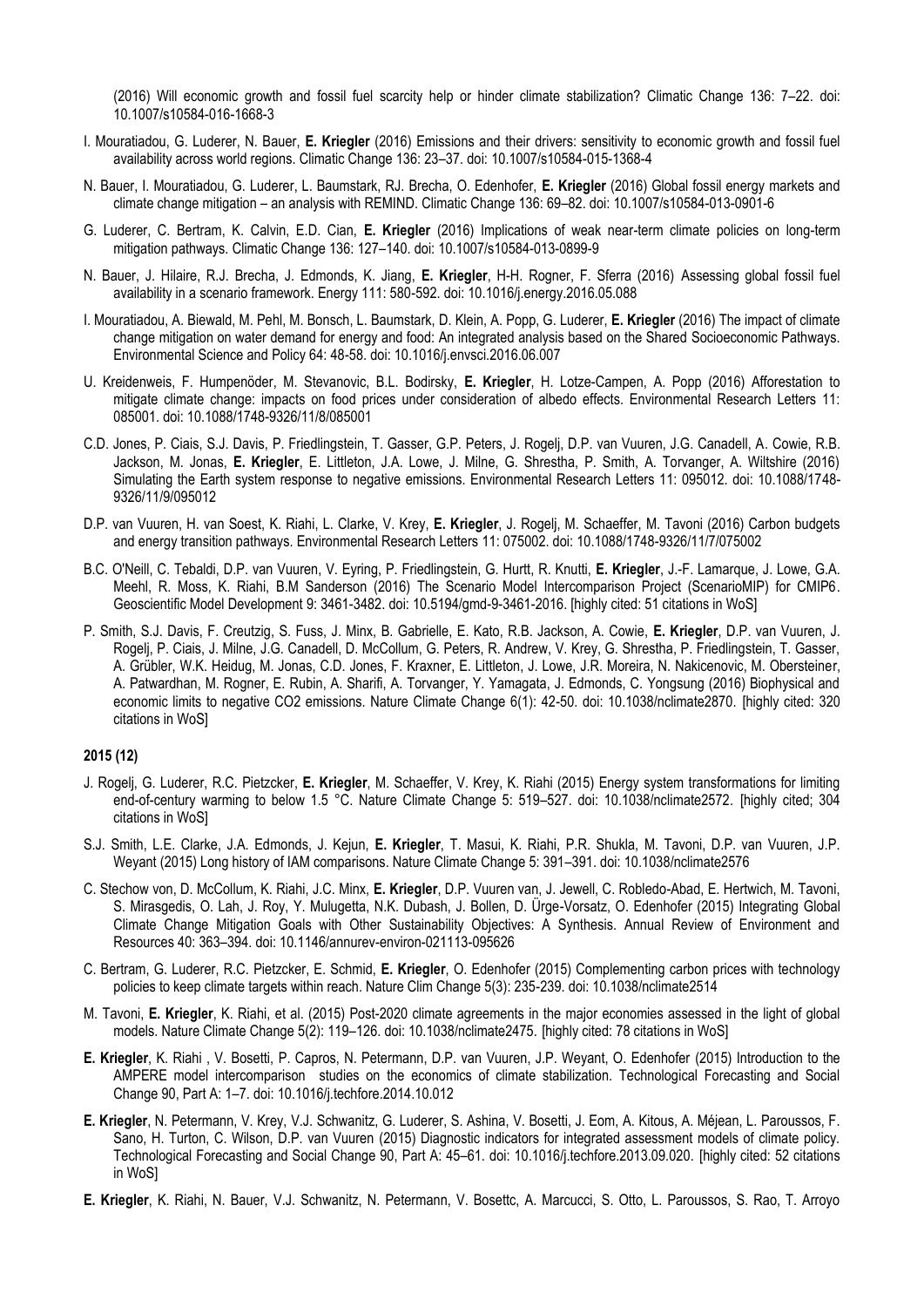(2016) Will economic growth and fossil fuel scarcity help or hinder climate stabilization? Climatic Change 136: 7–22. doi: 10.1007/s10584-016-1668-3

- I. Mouratiadou, G. Luderer, N. Bauer, **E. Kriegler** (2016) Emissions and their drivers: sensitivity to economic growth and fossil fuel availability across world regions. Climatic Change 136: 23–37. doi: 10.1007/s10584-015-1368-4
- N. Bauer, I. Mouratiadou, G. Luderer, L. Baumstark, RJ. Brecha, O. Edenhofer, **E. Kriegler** (2016) Global fossil energy markets and climate change mitigation – an analysis with REMIND. Climatic Change 136: 69–82. doi: 10.1007/s10584-013-0901-6
- G. Luderer, C. Bertram, K. Calvin, E.D. Cian, **E. Kriegler** (2016) Implications of weak near-term climate policies on long-term mitigation pathways. Climatic Change 136: 127–140. doi: 10.1007/s10584-013-0899-9
- N. Bauer, J. Hilaire, R.J. Brecha, J. Edmonds, K. Jiang, **E. Kriegler**, H-H. Rogner, F. Sferra (2016) Assessing global fossil fuel availability in a scenario framework. Energy 111: 580-592. doi: 10.1016/j.energy.2016.05.088
- I. Mouratiadou, A. Biewald, M. Pehl, M. Bonsch, L. Baumstark, D. Klein, A. Popp, G. Luderer, **E. Kriegler** (2016) The impact of climate change mitigation on water demand for energy and food: An integrated analysis based on the Shared Socioeconomic Pathways. Environmental Science and Policy 64: 48-58. doi: 10.1016/j.envsci.2016.06.007
- U. Kreidenweis, F. Humpenöder, M. Stevanovic, B.L. Bodirsky, **E. Kriegler**, H. Lotze-Campen, A. Popp (2016) Afforestation to mitigate climate change: impacts on food prices under consideration of albedo effects. Environmental Research Letters 11: 085001. doi: 10.1088/1748-9326/11/8/085001
- C.D. Jones, P. Ciais, S.J. Davis, P. Friedlingstein, T. Gasser, G.P. Peters, J. Rogelj, D.P. van Vuuren, J.G. Canadell, A. Cowie, R.B. Jackson, M. Jonas, **E. Kriegler**, E. Littleton, J.A. Lowe, J. Milne, G. Shrestha, P. Smith, A. Torvanger, A. Wiltshire (2016) Simulating the Earth system response to negative emissions. Environmental Research Letters 11: 095012. doi: 10.1088/1748-9326/11/9/095012
- D.P. van Vuuren, H. van Soest, K. Riahi, L. Clarke, V. Krey, **E. Kriegler**, J. Rogelj, M. Schaeffer, M. Tavoni (2016) Carbon budgets and energy transition pathways. Environmental Research Letters 11: 075002. doi: 10.1088/1748-9326/11/7/075002
- B.C. O'Neill, C. Tebaldi, D.P. van Vuuren, V. Eyring, P. Friedlingstein, G. Hurtt, R. Knutti, **E. Kriegler**, J.-F. Lamarque, J. Lowe, G.A. Meehl, R. Moss, K. Riahi, B.M Sanderson (2016) The Scenario Model Intercomparison Project (ScenarioMIP) for CMIP6. Geoscientific Model Development 9: 3461-3482. doi: 10.5194/gmd-9-3461-2016. [highly cited: 51 citations in WoS]
- P. Smith, S.J. Davis, F. Creutzig, S. Fuss, J. Minx, B. Gabrielle, E. Kato, R.B. Jackson, A. Cowie, **E. Kriegler**, D.P. van Vuuren, J. Rogelj, P. Ciais, J. Milne, J.G. Canadell, D. McCollum, G. Peters, R. Andrew, V. Krey, G. Shrestha, P. Friedlingstein, T. Gasser, A. Grübler, W.K. Heidug, M. Jonas, C.D. Jones, F. Kraxner, E. Littleton, J. Lowe, J.R. Moreira, N. Nakicenovic, M. Obersteiner, A. Patwardhan, M. Rogner, E. Rubin, A. Sharifi, A. Torvanger, Y. Yamagata, J. Edmonds, C. Yongsung (2016) Biophysical and economic limits to negative CO2 emissions. Nature Climate Change 6(1): 42-50. doi: 10.1038/nclimate2870. [highly cited: 320 citations in WoS]

### 2015 (12)

- J. Rogelj, G. Luderer, R.C. Pietzcker, **E. Kriegler**, M. Schaeffer, V. Krey, K. Riahi (2015) Energy system transformations for limiting end-of-century warming to below 1.5 °C. Nature Climate Change 5: 519–527. doi: 10.1038/nclimate2572. [highly cited; 304 citations in WoS]
- S.J. Smith, L.E. Clarke, J.A. Edmonds, J. Kejun, **E. Kriegler**, T. Masui, K. Riahi, P.R. Shukla, M. Tavoni, D.P. van Vuuren, J.P. Weyant (2015) Long history of IAM comparisons. Nature Climate Change 5: 391–391. doi: 10.1038/nclimate2576
- C. Stechow von, D. McCollum, K. Riahi, J.C. Minx, **E. Kriegler**, D.P. Vuuren van, J. Jewell, C. Robledo-Abad, E. Hertwich, M. Tavoni, S. Mirasgedis, O. Lah, J. Roy, Y. Mulugetta, N.K. Dubash, J. Bollen, D. Ürge-Vorsatz, O. Edenhofer (2015) Integrating Global Climate Change Mitigation Goals with Other Sustainability Objectives: A Synthesis. Annual Review of Environment and Resources 40: 363–394. doi: 10.1146/annurev-environ-021113-095626
- C. Bertram, G. Luderer, R.C. Pietzcker, E. Schmid, **E. Kriegler**, O. Edenhofer (2015) Complementing carbon prices with technology policies to keep climate targets within reach. Nature Clim Change 5(3): 235-239. doi: 10.1038/nclimate2514
- M. Tavoni, **E. Kriegler**, K. Riahi, et al. (2015) Post-2020 climate agreements in the major economies assessed in the light of global models. Nature Climate Change 5(2): 119–126. doi: 10.1038/nclimate2475. [highly cited: 78 citations in WoS]
- **E. Kriegler**, K. Riahi , V. Bosetti, P. Capros, N. Petermann, D.P. van Vuuren, J.P. Weyant, O. Edenhofer (2015) Introduction to the AMPERE model intercomparison studies on the economics of climate stabilization. Technological Forecasting and Social Change 90, Part A: 1–7. doi: 10.1016/j.techfore.2014.10.012
- **E. Kriegler**, N. Petermann, V. Krey, V.J. Schwanitz, G. Luderer, S. Ashina, V. Bosetti, J. Eom, A. Kitous, A. Méjean, L. Paroussos, F. Sano, H. Turton, C. Wilson, D.P. van Vuuren (2015) Diagnostic indicators for integrated assessment models of climate policy. Technological Forecasting and Social Change 90, Part A: 45–61. doi: 10.1016/j.techfore.2013.09.020. [highly cited: 52 citations in WoS]
- **E. Kriegler**, K. Riahi, N. Bauer, V.J. Schwanitz, N. Petermann, V. Bosettc, A. Marcucci, S. Otto, L. Paroussos, S. Rao, T. Arroyo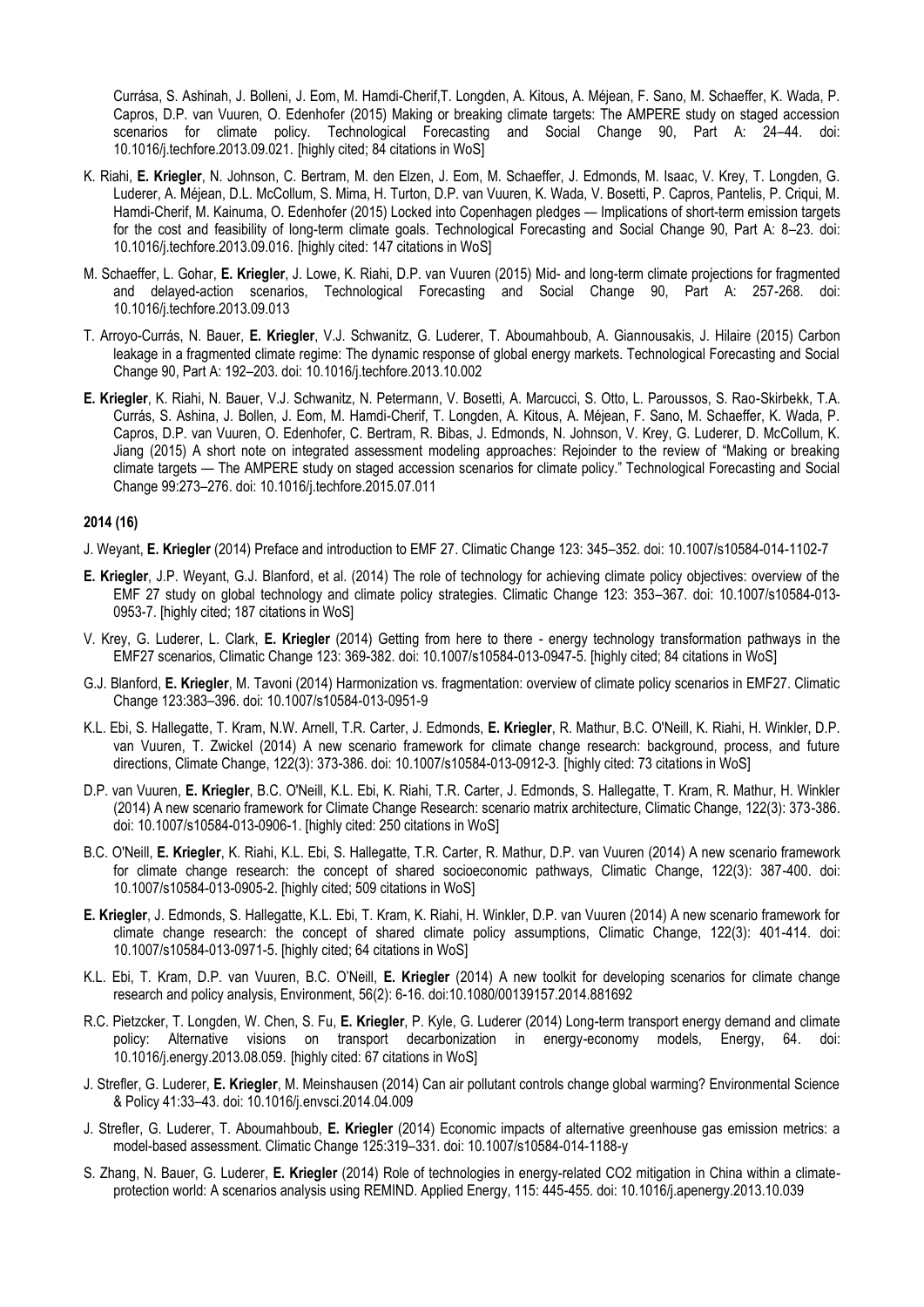Currása, S. Ashinah, J. Bolleni, J. Eom, M. Hamdi-Cherif,T. Longden, A. Kitous, A. Méjean, F. Sano, M. Schaeffer, K. Wada, P. Capros, D.P. van Vuuren, O. Edenhofer (2015) Making or breaking climate targets: The AMPERE study on staged accession scenarios for climate policy. Technological Forecasting and Social Change 90, Part A: 24–44. doi: 10.1016/j.techfore.2013.09.021. [highly cited; 84 citations in WoS]

- K. Riahi, **E. Kriegler**, N. Johnson, C. Bertram, M. den Elzen, J. Eom, M. Schaeffer, J. Edmonds, M. Isaac, V. Krey, T. Longden, G. Luderer, A. Méjean, D.L. McCollum, S. Mima, H. Turton, D.P. van Vuuren, K. Wada, V. Bosetti, P. Capros, Pantelis, P. Criqui, M. Hamdi-Cherif, M. Kainuma, O. Edenhofer (2015) Locked into Copenhagen pledges — Implications of short-term emission targets for the cost and feasibility of long-term climate goals. Technological Forecasting and Social Change 90, Part A: 8–23. doi: 10.1016/j.techfore.2013.09.016. [highly cited: 147 citations in WoS]
- M. Schaeffer, L. Gohar, **E. Kriegler**, J. Lowe, K. Riahi, D.P. van Vuuren (2015) Mid- and long-term climate projections for fragmented and delayed-action scenarios, Technological Forecasting and Social Change 90, Part A: 257-268. doi: 10.1016/j.techfore.2013.09.013
- T. Arroyo-Currás, N. Bauer, **E. Kriegler**, V.J. Schwanitz, G. Luderer, T. Aboumahboub, A. Giannousakis, J. Hilaire (2015) Carbon leakage in a fragmented climate regime: The dynamic response of global energy markets. Technological Forecasting and Social Change 90, Part A: 192–203. doi: 10.1016/j.techfore.2013.10.002
- **E. Kriegler**, K. Riahi, N. Bauer, V.J. Schwanitz, N. Petermann, V. Bosetti, A. Marcucci, S. Otto, L. Paroussos, S. Rao-Skirbekk, T.A. Currás, S. Ashina, J. Bollen, J. Eom, M. Hamdi-Cherif, T. Longden, A. Kitous, A. Méjean, F. Sano, M. Schaeffer, K. Wada, P. Capros, D.P. van Vuuren, O. Edenhofer, C. Bertram, R. Bibas, J. Edmonds, N. Johnson, V. Krey, G. Luderer, D. McCollum, K. Jiang (2015) A short note on integrated assessment modeling approaches: Rejoinder to the review of "Making or breaking climate targets — The AMPERE study on staged accession scenarios for climate policy." Technological Forecasting and Social Change 99:273–276. doi: 10.1016/j.techfore.2015.07.011

**2014 (16)**

- J. Weyant, **E. Kriegler** (2014) Preface and introduction to EMF 27. Climatic Change 123: 345–352. doi: 10.1007/s10584-014-1102-7
- **E. Kriegler**, J.P. Weyant, G.J. Blanford, et al. (2014) The role of technology for achieving climate policy objectives: overview of the EMF 27 study on global technology and climate policy strategies. Climatic Change 123: 353–367. doi: 10.1007/s10584-013-0953-7. [highly cited; 187 citations in WoS]
- V. Krey, G. Luderer, L. Clark, **E. Kriegler** (2014) Getting from here to there - energy technology transformation pathways in the EMF27 scenarios, Climatic Change 123: 369-382. doi: 10.1007/s10584-013-0947-5. [highly cited; 84 citations in WoS]
- G.J. Blanford, **E. Kriegler**, M. Tavoni (2014) Harmonization vs. fragmentation: overview of climate policy scenarios in EMF27. Climatic Change 123:383–396. doi: 10.1007/s10584-013-0951-9
- K.L. Ebi, S. Hallegatte, T. Kram, N.W. Arnell, T.R. Carter, J. Edmonds, **E. Kriegler**, R. Mathur, B.C. O'Neill, K. Riahi, H. Winkler, D.P. van Vuuren, T. Zwickel (2014) A new scenario framework for climate change research: background, process, and future directions, Climate Change, 122(3): 373-386. doi: 10.1007/s10584-013-0912-3. [highly cited: 73 citations in WoS]
- D.P. van Vuuren, **E. Kriegler**, B.C. O'Neill, K.L. Ebi, K. Riahi, T.R. Carter, J. Edmonds, S. Hallegatte, T. Kram, R. Mathur, H. Winkler (2014) A new scenario framework for Climate Change Research: scenario matrix architecture, Climatic Change, 122(3): 373-386. doi: 10.1007/s10584-013-0906-1. [highly cited: 250 citations in WoS]
- B.C. O'Neill, **E. Kriegler**, K. Riahi, K.L. Ebi, S. Hallegatte, T.R. Carter, R. Mathur, D.P. van Vuuren (2014) A new scenario framework for climate change research: the concept of shared socioeconomic pathways, Climatic Change, 122(3): 387-400. doi: 10.1007/s10584-013-0905-2. [highly cited; 509 citations in WoS]
- **E. Kriegler**, J. Edmonds, S. Hallegatte, K.L. Ebi, T. Kram, K. Riahi, H. Winkler, D.P. van Vuuren (2014) A new scenario framework for climate change research: the concept of shared climate policy assumptions, Climatic Change, 122(3): 401-414. doi: 10.1007/s10584-013-0971-5. [highly cited; 64 citations in WoS]
- K.L. Ebi, T. Kram, D.P. van Vuuren, B.C. O'Neill, **E. Kriegler** (2014) A new toolkit for developing scenarios for climate change research and policy analysis, Environment, 56(2): 6-16. doi:10.1080/00139157.2014.881692
- R.C. Pietzcker, T. Longden, W. Chen, S. Fu, **E. Kriegler**, P. Kyle, G. Luderer (2014) Long-term transport energy demand and climate policy: Alternative visions on transport decarbonization in energy-economy models, Energy, 64. doi: 10.1016/j.energy.2013.08.059. [highly cited: 67 citations in WoS]
- J. Strefler, G. Luderer, **E. Kriegler**, M. Meinshausen (2014) Can air pollutant controls change global warming? Environmental Science & Policy 41:33–43. doi: 10.1016/j.envsci.2014.04.009
- J. Strefler, G. Luderer, T. Aboumahboub, **E. Kriegler** (2014) Economic impacts of alternative greenhouse gas emission metrics: a model-based assessment. Climatic Change 125:319–331. doi: 10.1007/s10584-014-1188-y
- S. Zhang, N. Bauer, G. Luderer, **E. Kriegler** (2014) Role of technologies in energy-related $CO_2$ mitigation in China within a climate-protection world: A scenarios analysis using REMIND. Applied Energy, 115: 445-455. doi: 10.1016/j.apenergy.2013.10.039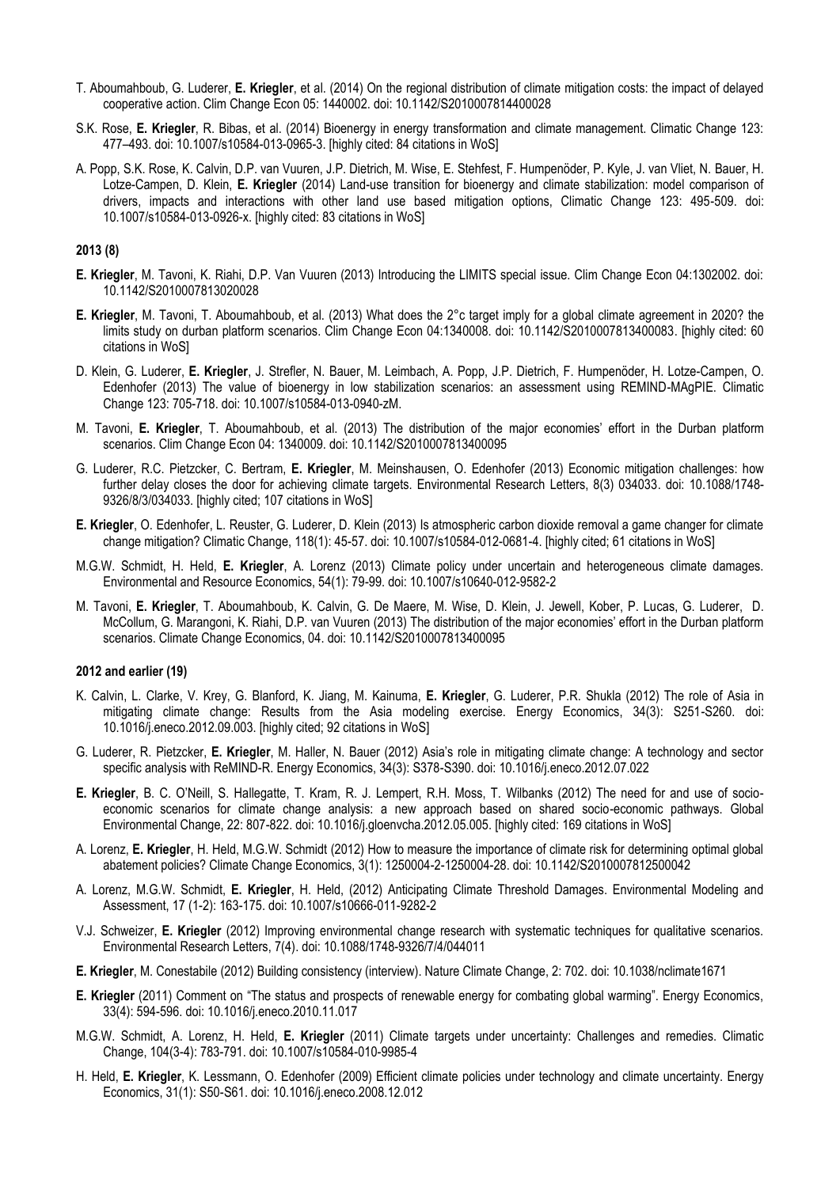T. Aboumahboub, G. Luderer, **E. Kriegler**, et al. (2014) On the regional distribution of climate mitigation costs: the impact of delayed cooperative action. Clim Change Econ 05: 1440002. doi: 10.1142/S2010007814400028

S.K. Rose, **E. Kriegler**, R. Bibas, et al. (2014) Bioenergy in energy transformation and climate management. Climatic Change 123: 477–493. doi: 10.1007/s10584-013-0965-3. [highly cited: 84 citations in WoS]

A. Popp, S.K. Rose, K. Calvin, D.P. van Vuuren, J.P. Dietrich, M. Wise, E. Stehfest, F. Humpenöder, P. Kyle, J. van Vliet, N. Bauer, H. Lotze-Campen, D. Klein, **E. Kriegler** (2014) Land-use transition for bioenergy and climate stabilization: model comparison of drivers, impacts and interactions with other land use based mitigation options, Climatic Change 123: 495-509. doi: 10.1007/s10584-013-0926-x. [highly cited: 83 citations in WoS]

**2013 (8)**

**E. Kriegler**, M. Tavoni, K. Riahi, D.P. Van Vuuren (2013) Introducing the LIMITS special issue. Clim Change Econ 04:1302002. doi: 10.1142/S2010007813020028

**E. Kriegler**, M. Tavoni, T. Aboumahboub, et al. (2013) What does the 2°c target imply for a global climate agreement in 2020? the limits study on durban platform scenarios. Clim Change Econ 04:1340008. doi: 10.1142/S2010007813400083. [highly cited: 60 citations in WoS]

D. Klein, G. Luderer, **E. Kriegler**, J. Strefler, N. Bauer, M. Leimbach, A. Popp, J.P. Dietrich, F. Humpenöder, H. Lotze-Campen, O. Edenhofer (2013) The value of bioenergy in low stabilization scenarios: an assessment using REMIND-MAgPIE. Climatic Change 123: 705-718. doi: 10.1007/s10584-013-0940-zM.

M. Tavoni, **E. Kriegler**, T. Aboumahboub, et al. (2013) The distribution of the major economies' effort in the Durban platform scenarios. Clim Change Econ 04: 1340009. doi: 10.1142/S2010007813400095

G. Luderer, R.C. Pietzcker, C. Bertram, **E. Kriegler**, M. Meinshausen, O. Edenhofer (2013) Economic mitigation challenges: how further delay closes the door for achieving climate targets. Environmental Research Letters, 8(3) 034033. doi: 10.1088/1748-9326/8/3/034033. [highly cited; 107 citations in WoS]

**E. Kriegler**, O. Edenhofer, L. Reuster, G. Luderer, D. Klein (2013) Is atmospheric carbon dioxide removal a game changer for climate change mitigation? Climatic Change, 118(1): 45-57. doi: 10.1007/s10584-012-0681-4. [highly cited; 61 citations in WoS]

M.G.W. Schmidt, H. Held, **E. Kriegler**, A. Lorenz (2013) Climate policy under uncertain and heterogeneous climate damages. Environmental and Resource Economics, 54(1): 79-99. doi: 10.1007/s10640-012-9582-2

M. Tavoni, **E. Kriegler**, T. Aboumahboub, K. Calvin, G. De Maere, M. Wise, D. Klein, J. Jewell, Kober, P. Lucas, G. Luderer, D. McCollum, G. Marangoni, K. Riahi, D.P. van Vuuren (2013) The distribution of the major economies' effort in the Durban platform scenarios. Climate Change Economics, 04. doi: 10.1142/S2010007813400095

**2012 and earlier (19)**

K. Calvin, L. Clarke, V. Krey, G. Blanford, K. Jiang, M. Kainuma, **E. Kriegler**, G. Luderer, P.R. Shukla (2012) The role of Asia in mitigating climate change: Results from the Asia modeling exercise. Energy Economics, 34(3): S251-S260. doi: 10.1016/j.eneco.2012.09.003. [highly cited; 92 citations in WoS]

G. Luderer, R. Pietzcker, **E. Kriegler**, M. Haller, N. Bauer (2012) Asia's role in mitigating climate change: A technology and sector specific analysis with ReMIND-R. Energy Economics, 34(3): S378-S390. doi: 10.1016/j.eneco.2012.07.022

**E. Kriegler**, B. C. O'Neill, S. Hallegatte, T. Kram, R. J. Lempert, R.H. Moss, T. Wilbanks (2012) The need for and use of socio-economic scenarios for climate change analysis: a new approach based on shared socio-economic pathways. Global Environmental Change, 22: 807-822. doi: 10.1016/j.gloenvcha.2012.05.005. [highly cited: 169 citations in WoS]

A. Lorenz, **E. Kriegler**, H. Held, M.G.W. Schmidt (2012) How to measure the importance of climate risk for determining optimal global abatement policies? Climate Change Economics, 3(1): 1250004-2-1250004-28. doi: 10.1142/S2010007812500042

A. Lorenz, M.G.W. Schmidt, **E. Kriegler**, H. Held, (2012) Anticipating Climate Threshold Damages. Environmental Modeling and Assessment, 17 (1-2): 163-175. doi: 10.1007/s10666-011-9282-2

V.J. Schweizer, **E. Kriegler** (2012) Improving environmental change research with systematic techniques for qualitative scenarios. Environmental Research Letters, 7(4). doi: 10.1088/1748-9326/7/4/044011

**E. Kriegler**, M. Conestabile (2012) Building consistency (interview). Nature Climate Change, 2: 702. doi: 10.1038/nclimate1671

**E. Kriegler** (2011) Comment on "The status and prospects of renewable energy for combating global warming". Energy Economics, 33(4): 594-596. doi: 10.1016/j.eneco.2010.11.017

M.G.W. Schmidt, A. Lorenz, H. Held, **E. Kriegler** (2011) Climate targets under uncertainty: Challenges and remedies. Climatic Change, 104(3-4): 783-791. doi: 10.1007/s10584-010-9985-4

H. Held, **E. Kriegler**, K. Lessmann, O. Edenhofer (2009) Efficient climate policies under technology and climate uncertainty. Energy Economics, 31(1): S50-S61. doi: 10.1016/j.eneco.2008.12.012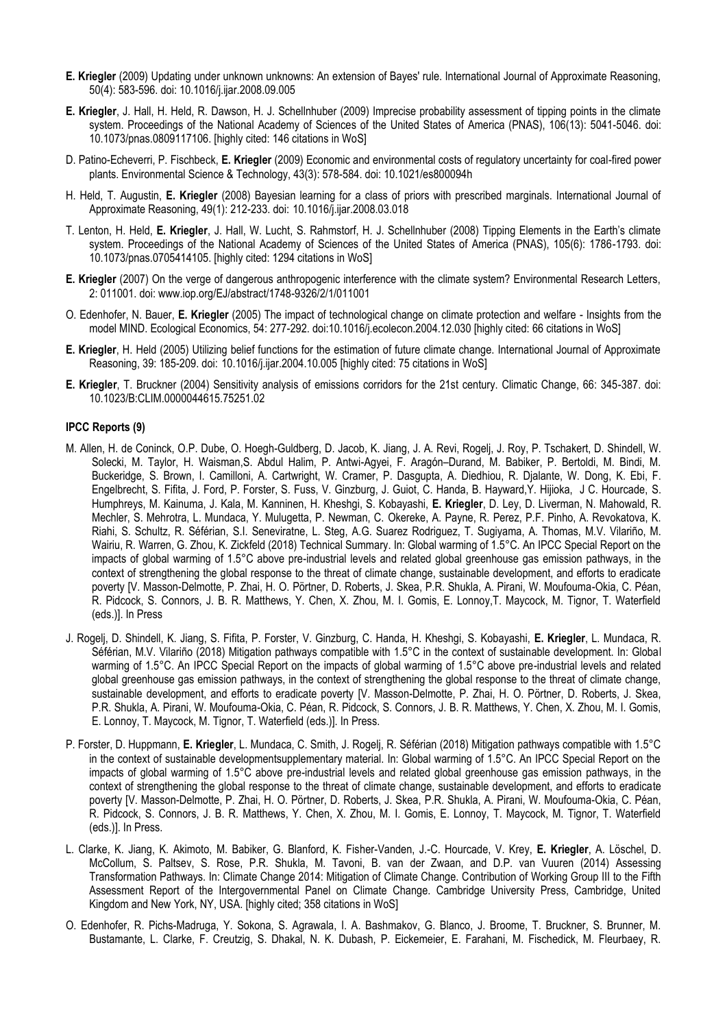**E. Kriegler** (2009) Updating under unknown unknowns: An extension of Bayes' rule. International Journal of Approximate Reasoning, 50(4): 583-596. doi: 10.1016/j.ijar.2008.09.005

**E. Kriegler**, J. Hall, H. Held, R. Dawson, H. J. Schellnhuber (2009) Imprecise probability assessment of tipping points in the climate system. Proceedings of the National Academy of Sciences of the United States of America (PNAS), 106(13): 5041-5046. doi: 10.1073/pnas.0809117106. [highly cited: 146 citations in WoS]

D. Patino-Echeverri, P. Fischbeck, **E. Kriegler** (2009) Economic and environmental costs of regulatory uncertainty for coal-fired power plants. Environmental Science & Technology, 43(3): 578-584. doi: 10.1021/es800094h

H. Held, T. Augustin, **E. Kriegler** (2008) Bayesian learning for a class of priors with prescribed marginals. International Journal of Approximate Reasoning, 49(1): 212-233. doi: 10.1016/j.ijar.2008.03.018

T. Lenton, H. Held, **E. Kriegler**, J. Hall, W. Lucht, S. Rahmstorf, H. J. Schellnhuber (2008) Tipping Elements in the Earth's climate system. Proceedings of the National Academy of Sciences of the United States of America (PNAS), 105(6): 1786-1793. doi: 10.1073/pnas.0705414105. [highly cited: 1294 citations in WoS]

**E. Kriegler** (2007) On the verge of dangerous anthropogenic interference with the climate system? Environmental Research Letters, 2: 011001. doi: www.iop.org/EJ/abstract/1748-9326/2/1/011001

O. Edenhofer, N. Bauer, **E. Kriegler** (2005) The impact of technological change on climate protection and welfare - Insights from the model MIND. Ecological Economics, 54: 277-292. doi:10.1016/j.ecolecon.2004.12.030 [highly cited: 66 citations in WoS]

**E. Kriegler**, H. Held (2005) Utilizing belief functions for the estimation of future climate change. International Journal of Approximate Reasoning, 39: 185-209. doi: 10.1016/j.ijar.2004.10.005 [highly cited: 75 citations in WoS]

**E. Kriegler**, T. Bruckner (2004) Sensitivity analysis of emissions corridors for the 21st century. Climatic Change, 66: 345-387. doi: 10.1023/B:CLIM.0000044615.75251.02

### IPCC Reports (9)

M. Allen, H. de Coninck, O.P. Dube, O. Hoegh-Guldberg, D. Jacob, K. Jiang, J. A. Revi, Rogelj, J. Roy, P. Tschakert, D. Shindell, W. Solecki, M. Taylor, H. Waisman,S. Abdul Halim, P. Antwi-Agyei, F. Aragón–Durand, M. Babiker, P. Bertoldi, M. Bindi, M. Buckeridge, S. Brown, I. Camilloni, A. Cartwright, W. Cramer, P. Dasgupta, A. Diedhiou, R. Djalante, W. Dong, K. Ebi, F. Engelbrecht, S. Fifita, J. Ford, P. Forster, S. Fuss, V. Ginzburg, J. Guiot, C. Handa, B. Hayward,Y. Hijioka, J C. Hourcade, S. Humphreys, M. Kainuma, J. Kala, M. Kanninen, H. Kheshgi, S. Kobayashi, **E. Kriegler**, D. Ley, D. Liverman, N. Mahowald, R. Mechler, S. Mehrotra, L. Mundaca, Y. Mulugetta, P. Newman, C. Okereke, A. Payne, R. Perez, P.F. Pinho, A. Revokatova, K. Riahi, S. Schultz, R. Séférian, S.I. Seneviratne, L. Steg, A.G. Suarez Rodriguez, T. Sugiyama, A. Thomas, M.V. Vilariño, M. Wairiu, R. Warren, G. Zhou, K. Zickfeld (2018) Technical Summary. In: Global warming of 1.5°C. An IPCC Special Report on the impacts of global warming of 1.5°C above pre-industrial levels and related global greenhouse gas emission pathways, in the context of strengthening the global response to the threat of climate change, sustainable development, and efforts to eradicate poverty [V. Masson-Delmotte, P. Zhai, H. O. Pörtner, D. Roberts, J. Skea, P.R. Shukla, A. Pirani, W. Moufouma-Okia, C. Péan, R. Pidcock, S. Connors, J. B. R. Matthews, Y. Chen, X. Zhou, M. I. Gomis, E. Lonnoy,T. Maycock, M. Tignor, T. Waterfield (eds.)]. In Press

J. Rogelj, D. Shindell, K. Jiang, S. Fifita, P. Forster, V. Ginzburg, C. Handa, H. Kheshgi, S. Kobayashi, **E. Kriegler**, L. Mundaca, R. Séférian, M.V. Vilariño (2018) Mitigation pathways compatible with 1.5°C in the context of sustainable development. In: Global warming of 1.5°C. An IPCC Special Report on the impacts of global warming of 1.5°C above pre-industrial levels and related global greenhouse gas emission pathways, in the context of strengthening the global response to the threat of climate change, sustainable development, and efforts to eradicate poverty [V. Masson-Delmotte, P. Zhai, H. O. Pörtner, D. Roberts, J. Skea, P.R. Shukla, A. Pirani, W. Moufouma-Okia, C. Péan, R. Pidcock, S. Connors, J. B. R. Matthews, Y. Chen, X. Zhou, M. I. Gomis, E. Lonnoy, T. Maycock, M. Tignor, T. Waterfield (eds.)]. In Press.

P. Forster, D. Huppmann, **E. Kriegler**, L. Mundaca, C. Smith, J. Rogelj, R. Séférian (2018) Mitigation pathways compatible with 1.5°C in the context of sustainable developmentsupplementary material. In: Global warming of 1.5°C. An IPCC Special Report on the impacts of global warming of 1.5°C above pre-industrial levels and related global greenhouse gas emission pathways, in the context of strengthening the global response to the threat of climate change, sustainable development, and efforts to eradicate poverty [V. Masson-Delmotte, P. Zhai, H. O. Pörtner, D. Roberts, J. Skea, P.R. Shukla, A. Pirani, W. Moufouma-Okia, C. Péan, R. Pidcock, S. Connors, J. B. R. Matthews, Y. Chen, X. Zhou, M. I. Gomis, E. Lonnoy, T. Maycock, M. Tignor, T. Waterfield (eds.)]. In Press.

L. Clarke, K. Jiang, K. Akimoto, M. Babiker, G. Blanford, K. Fisher-Vanden, J.-C. Hourcade, V. Krey, **E. Kriegler**, A. Löschel, D. McCollum, S. Paltsev, S. Rose, P.R. Shukla, M. Tavoni, B. van der Zwaan, and D.P. van Vuuren (2014) Assessing Transformation Pathways. In: Climate Change 2014: Mitigation of Climate Change. Contribution of Working Group III to the Fifth Assessment Report of the Intergovernmental Panel on Climate Change. Cambridge University Press, Cambridge, United Kingdom and New York, NY, USA. [highly cited; 358 citations in WoS]

O. Edenhofer, R. Pichs-Madruga, Y. Sokona, S. Agrawala, I. A. Bashmakov, G. Blanco, J. Broome, T. Bruckner, S. Brunner, M. Bustamante, L. Clarke, F. Creutzig, S. Dhakal, N. K. Dubash, P. Eickemeier, E. Farahani, M. Fischedick, M. Fleurbaey, R.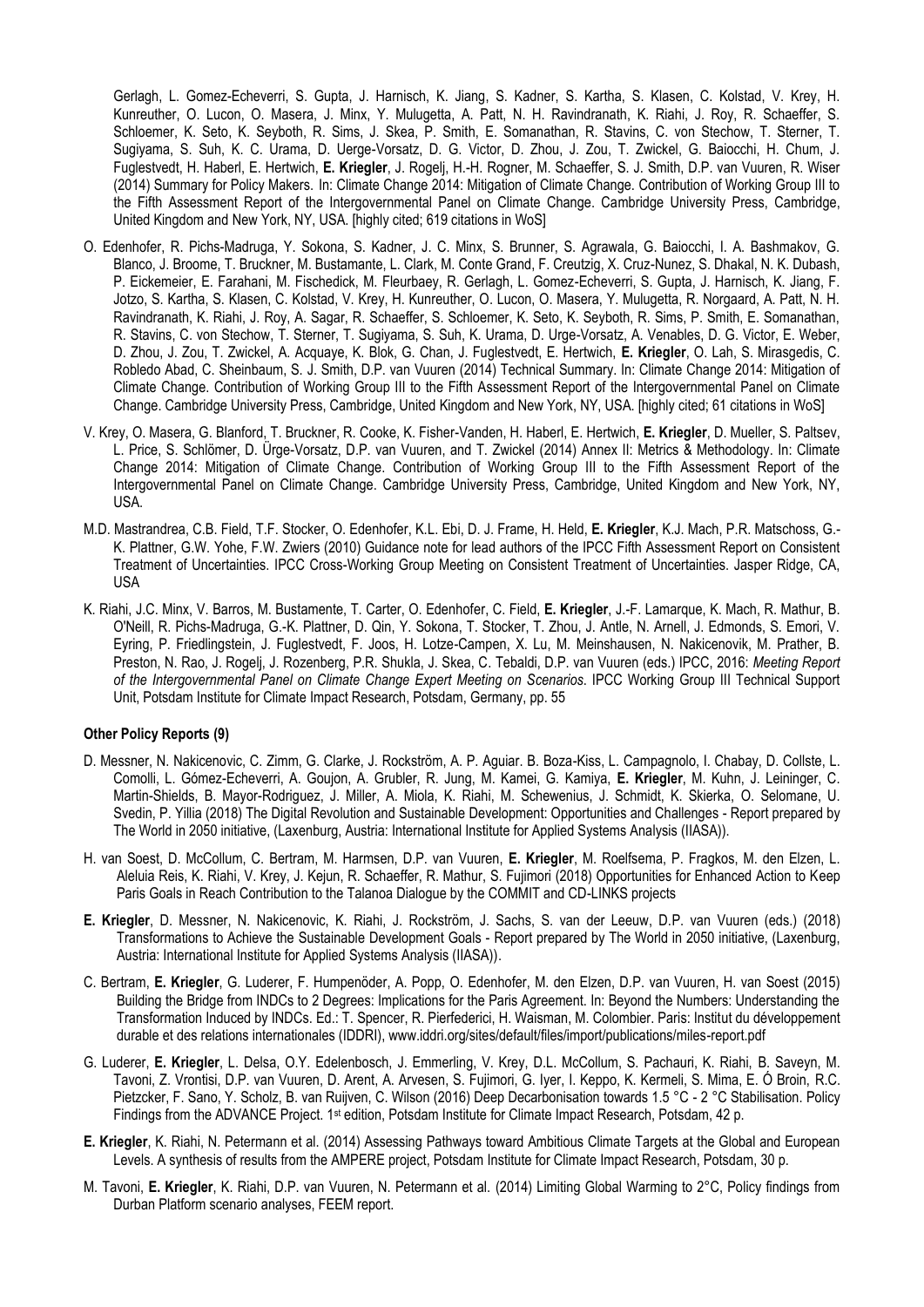Gerlagh, L. Gomez-Echeverri, S. Gupta, J. Harnisch, K. Jiang, S. Kadner, S. Kartha, S. Klasen, C. Kolstad, V. Krey, H. Kunreuther, O. Lucon, O. Masera, J. Minx, Y. Mulugetta, A. Patt, N. H. Ravindranath, K. Riahi, J. Roy, R. Schaeffer, S. Schloemer, K. Seto, K. Seyboth, R. Sims, J. Skea, P. Smith, E. Somanathan, R. Stavins, C. von Stechow, T. Sterner, T. Sugiyama, S. Suh, K. C. Urama, D. Uerge-Vorsatz, D. G. Victor, D. Zhou, J. Zou, T. Zwickel, G. Baiocchi, H. Chum, J. Fuglestvedt, H. Haberl, E. Hertwich, **E. Kriegler**, J. Rogelj, H.-H. Rogner, M. Schaeffer, S. J. Smith, D.P. van Vuuren, R. Wiser (2014) Summary for Policy Makers. In: Climate Change 2014: Mitigation of Climate Change. Contribution of Working Group III to the Fifth Assessment Report of the Intergovernmental Panel on Climate Change. Cambridge University Press, Cambridge, United Kingdom and New York, NY, USA. [highly cited; 619 citations in WoS]

- O. Edenhofer, R. Pichs-Madruga, Y. Sokona, S. Kadner, J. C. Minx, S. Brunner, S. Agrawala, G. Baiocchi, I. A. Bashmakov, G. Blanco, J. Broome, T. Bruckner, M. Bustamante, L. Clark, M. Conte Grand, F. Creutzig, X. Cruz-Nunez, S. Dhakal, N. K. Dubash, P. Eickemeier, E. Farahani, M. Fischedick, M. Fleurbaey, R. Gerlagh, L. Gomez-Echeverri, S. Gupta, J. Harnisch, K. Jiang, F. Jotzo, S. Kartha, S. Klasen, C. Kolstad, V. Krey, H. Kunreuther, O. Lucon, O. Masera, Y. Mulugetta, R. Norgaard, A. Patt, N. H. Ravindranath, K. Riahi, J. Roy, A. Sagar, R. Schaeffer, S. Schloemer, K. Seto, K. Seyboth, R. Sims, P. Smith, E. Somanathan, R. Stavins, C. von Stechow, T. Sterner, T. Sugiyama, S. Suh, K. Urama, D. Urge-Vorsatz, A. Venables, D. G. Victor, E. Weber, D. Zhou, J. Zou, T. Zwickel, A. Acquaye, K. Blok, G. Chan, J. Fuglestvedt, E. Hertwich, **E. Kriegler**, O. Lah, S. Mirasgedis, C. Robledo Abad, C. Sheinbaum, S. J. Smith, D.P. van Vuuren (2014) Technical Summary. In: Climate Change 2014: Mitigation of Climate Change. Contribution of Working Group III to the Fifth Assessment Report of the Intergovernmental Panel on Climate Change. Cambridge University Press, Cambridge, United Kingdom and New York, NY, USA. [highly cited; 61 citations in WoS]
- V. Krey, O. Masera, G. Blanford, T. Bruckner, R. Cooke, K. Fisher-Vanden, H. Haberl, E. Hertwich, **E. Kriegler**, D. Mueller, S. Paltsev, L. Price, S. Schlömer, D. Ürge-Vorsatz, D.P. van Vuuren, and T. Zwickel (2014) Annex II: Metrics & Methodology. In: Climate Change 2014: Mitigation of Climate Change. Contribution of Working Group III to the Fifth Assessment Report of the Intergovernmental Panel on Climate Change. Cambridge University Press, Cambridge, United Kingdom and New York, NY, USA.
- M.D. Mastrandrea, C.B. Field, T.F. Stocker, O. Edenhofer, K.L. Ebi, D. J. Frame, H. Held, **E. Kriegler**, K.J. Mach, P.R. Matschoss, G.-K. Plattner, G.W. Yohe, F.W. Zwiers (2010) Guidance note for lead authors of the IPCC Fifth Assessment Report on Consistent Treatment of Uncertainties. IPCC Cross-Working Group Meeting on Consistent Treatment of Uncertainties. Jasper Ridge, CA, USA
- K. Riahi, J.C. Minx, V. Barros, M. Bustamente, T. Carter, O. Edenhofer, C. Field, **E. Kriegler**, J.-F. Lamarque, K. Mach, R. Mathur, B. O'Neill, R. Pichs-Madruga, G.-K. Plattner, D. Qin, Y. Sokona, T. Stocker, T. Zhou, J. Antle, N. Arnell, J. Edmonds, S. Emori, V. Eyring, P. Friedlingstein, J. Fuglestvedt, F. Joos, H. Lotze-Campen, X. Lu, M. Meinshausen, N. Nakicenovik, M. Prather, B. Preston, N. Rao, J. Rogelj, J. Rozenberg, P.R. Shukla, J. Skea, C. Tebaldi, D.P. van Vuuren (eds.) IPCC, 2016: *Meeting Report of the Intergovernmental Panel on Climate Change Expert Meeting on Scenarios*. IPCC Working Group III Technical Support Unit, Potsdam Institute for Climate Impact Research, Potsdam, Germany, pp. 55

**Other Policy Reports (9)**

- D. Messner, N. Nakicenovic, C. Zimm, G. Clarke, J. Rockström, A. P. Aguiar. B. Boza-Kiss, L. Campagnolo, I. Chabay, D. Collste, L. Comolli, L. Gómez-Echeverri, A. Goujon, A. Grubler, R. Jung, M. Kamei, G. Kamiya, **E. Kriegler**, M. Kuhn, J. Leininger, C. Martin-Shields, B. Mayor-Rodriguez, J. Miller, A. Miola, K. Riahi, M. Schewenius, J. Schmidt, K. Skierka, O. Selomane, U. Svedin, P. Yillia (2018) The Digital Revolution and Sustainable Development: Opportunities and Challenges - Report prepared by The World in 2050 initiative, (Laxenburg, Austria: International Institute for Applied Systems Analysis (IIASA)).
- H. van Soest, D. McCollum, C. Bertram, M. Harmsen, D.P. van Vuuren, **E. Kriegler**, M. Roelfsema, P. Fragkos, M. den Elzen, L. Aleluia Reis, K. Riahi, V. Krey, J. Kejun, R. Schaeffer, R. Mathur, S. Fujimori (2018) Opportunities for Enhanced Action to Keep Paris Goals in Reach Contribution to the Talanoa Dialogue by the COMMIT and CD-LINKS projects
- **E. Kriegler**, D. Messner, N. Nakicenovic, K. Riahi, J. Rockström, J. Sachs, S. van der Leeuw, D.P. van Vuuren (eds.) (2018) Transformations to Achieve the Sustainable Development Goals - Report prepared by The World in 2050 initiative, (Laxenburg, Austria: International Institute for Applied Systems Analysis (IIASA)).
- C. Bertram, **E. Kriegler**, G. Luderer, F. Humpenöder, A. Popp, O. Edenhofer, M. den Elzen, D.P. van Vuuren, H. van Soest (2015) Building the Bridge from INDCs to 2 Degrees: Implications for the Paris Agreement. In: Beyond the Numbers: Understanding the Transformation Induced by INDCs. Ed.: T. Spencer, R. Pierfederici, H. Waisman, M. Colombier. Paris: Institut du développement durable et des relations internationales (IDDRI), www.iddri.org/sites/default/files/import/publications/miles-report.pdf
- G. Luderer, **E. Kriegler**, L. Delsa, O.Y. Edelenbosch, J. Emmerling, V. Krey, D.L. McCollum, S. Pachauri, K. Riahi, B. Saveyn, M. Tavoni, Z. Vrontisi, D.P. van Vuuren, D. Arent, A. Arvesen, S. Fujimori, G. Iyer, I. Keppo, K. Kermeli, S. Mima, E. Ó Broin, R.C. Pietzcker, F. Sano, Y. Scholz, B. van Ruijven, C. Wilson (2016) Deep Decarbonisation towards 1.5 °C - 2 °C Stabilisation. Policy Findings from the ADVANCE Project. 1st edition, Potsdam Institute for Climate Impact Research, Potsdam, 42 p.
- **E. Kriegler**, K. Riahi, N. Petermann et al. (2014) Assessing Pathways toward Ambitious Climate Targets at the Global and European Levels. A synthesis of results from the AMPERE project, Potsdam Institute for Climate Impact Research, Potsdam, 30 p.
- M. Tavoni, **E. Kriegler**, K. Riahi, D.P. van Vuuren, N. Petermann et al. (2014) Limiting Global Warming to 2°C, Policy findings from Durban Platform scenario analyses, FEEM report.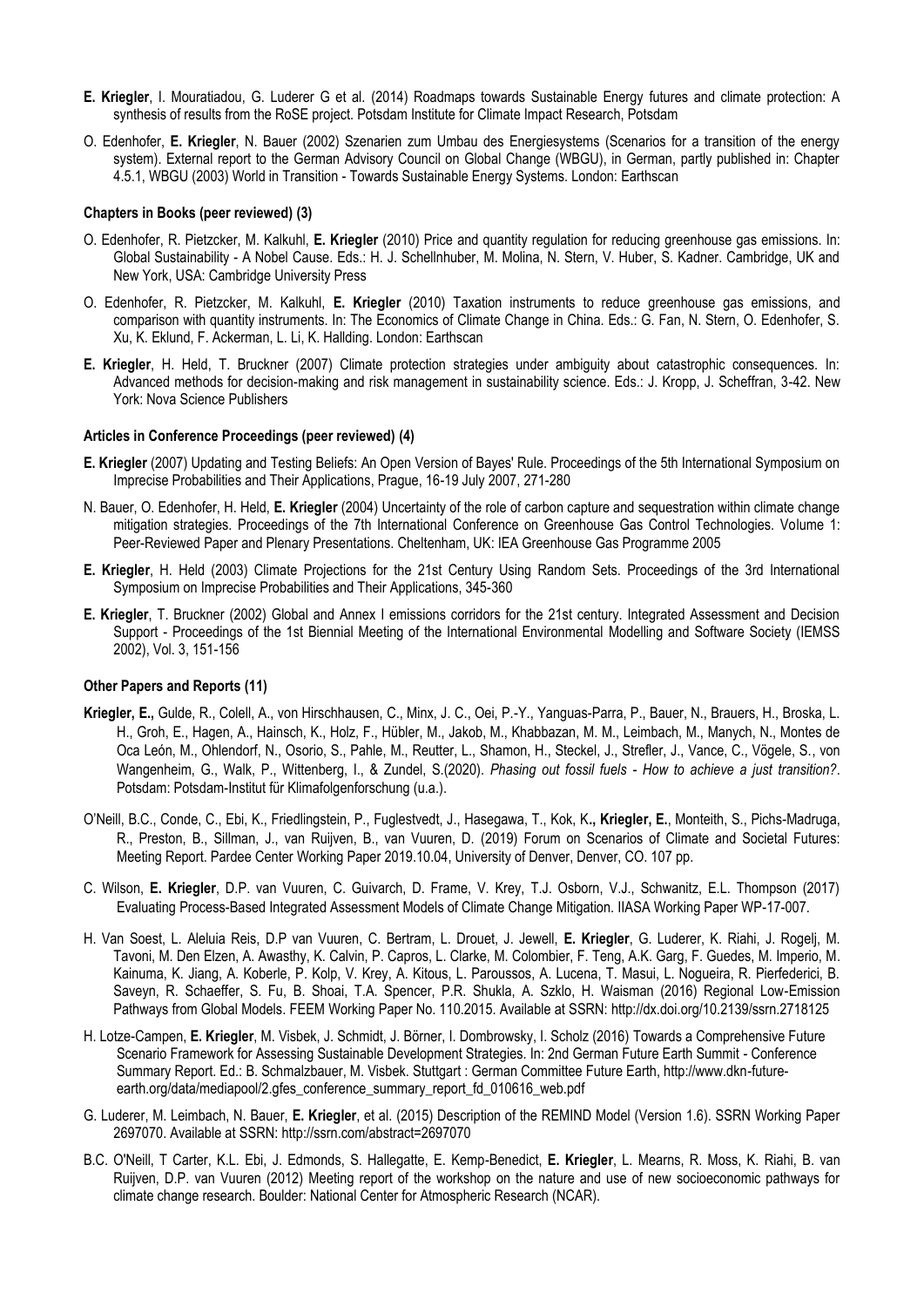**E. Kriegler**, I. Mouratiadou, G. Luderer G et al. (2014) Roadmaps towards Sustainable Energy futures and climate protection: A synthesis of results from the RoSE project. Potsdam Institute for Climate Impact Research, Potsdam

O. Edenhofer, **E. Kriegler**, N. Bauer (2002) Szenarien zum Umbau des Energiesystems (Scenarios for a transition of the energy system). External report to the German Advisory Council on Global Change (WBGU), in German, partly published in: Chapter 4.5.1, WBGU (2003) World in Transition - Towards Sustainable Energy Systems. London: Earthscan

#### Chapters in Books (peer reviewed) (3)

O. Edenhofer, R. Pietzcker, M. Kalkuhl, **E. Kriegler** (2010) Price and quantity regulation for reducing greenhouse gas emissions. In: Global Sustainability - A Nobel Cause. Eds.: H. J. Schellnhuber, M. Molina, N. Stern, V. Huber, S. Kadner. Cambridge, UK and New York, USA: Cambridge University Press

O. Edenhofer, R. Pietzcker, M. Kalkuhl, **E. Kriegler** (2010) Taxation instruments to reduce greenhouse gas emissions, and comparison with quantity instruments. In: The Economics of Climate Change in China. Eds.: G. Fan, N. Stern, O. Edenhofer, S. Xu, K. Eklund, F. Ackerman, L. Li, K. Hallding. London: Earthscan

**E. Kriegler**, H. Held, T. Bruckner (2007) Climate protection strategies under ambiguity about catastrophic consequences. In: Advanced methods for decision-making and risk management in sustainability science. Eds.: J. Kropp, J. Scheffran, 3-42. New York: Nova Science Publishers

#### Articles in Conference Proceedings (peer reviewed) (4)

**E. Kriegler** (2007) Updating and Testing Beliefs: An Open Version of Bayes' Rule. Proceedings of the 5th International Symposium on Imprecise Probabilities and Their Applications, Prague, 16-19 July 2007, 271-280

N. Bauer, O. Edenhofer, H. Held, **E. Kriegler** (2004) Uncertainty of the role of carbon capture and sequestration within climate change mitigation strategies. Proceedings of the 7th International Conference on Greenhouse Gas Control Technologies. Volume 1: Peer-Reviewed Paper and Plenary Presentations. Cheltenham, UK: IEA Greenhouse Gas Programme 2005

**E. Kriegler**, H. Held (2003) Climate Projections for the 21st Century Using Random Sets. Proceedings of the 3rd International Symposium on Imprecise Probabilities and Their Applications, 345-360

**E. Kriegler**, T. Bruckner (2002) Global and Annex I emissions corridors for the 21st century. Integrated Assessment and Decision Support - Proceedings of the 1st Biennial Meeting of the International Environmental Modelling and Software Society (IEMSS 2002), Vol. 3, 151-156

#### Other Papers and Reports (11)

**Kriegler, E.,** Gulde, R., Colell, A., von Hirschhausen, C., Minx, J. C., Oei, P.-Y., Yanguas-Parra, P., Bauer, N., Brauers, H., Broska, L. H., Groh, E., Hagen, A., Hainsch, K., Holz, F., Hübler, M., Jakob, M., Khabbazan, M. M., Leimbach, M., Manych, N., Montes de Oca León, M., Ohlendorf, N., Osorio, S., Pahle, M., Reutter, L., Shamon, H., Steckel, J., Strefler, J., Vance, C., Vögele, S., von Wangenheim, G., Walk, P., Wittenberg, I., & Zundel, S.(2020). *Phasing out fossil fuels - How to achieve a just transition?*. Potsdam: Potsdam-Institut für Klimafolgenforschung (u.a.).

O'Neill, B.C., Conde, C., Ebi, K., Friedlingstein, P., Fuglestvedt, J., Hasegawa, T., Kok, K**., Kriegler, E.**, Monteith, S., Pichs-Madruga, R., Preston, B., Sillman, J., van Ruijven, B., van Vuuren, D. (2019) Forum on Scenarios of Climate and Societal Futures: Meeting Report. Pardee Center Working Paper 2019.10.04, University of Denver, Denver, CO. 107 pp.

C. Wilson, **E. Kriegler**, D.P. van Vuuren, C. Guivarch, D. Frame, V. Krey, T.J. Osborn, V.J., Schwanitz, E.L. Thompson (2017) Evaluating Process-Based Integrated Assessment Models of Climate Change Mitigation. IIASA Working Paper WP-17-007.

H. Van Soest, L. Aleluia Reis, D.P van Vuuren, C. Bertram, L. Drouet, J. Jewell, **E. Kriegler**, G. Luderer, K. Riahi, J. Rogelj, M. Tavoni, M. Den Elzen, A. Awasthy, K. Calvin, P. Capros, L. Clarke, M. Colombier, F. Teng, A.K. Garg, F. Guedes, M. Imperio, M. Kainuma, K. Jiang, A. Koberle, P. Kolp, V. Krey, A. Kitous, L. Paroussos, A. Lucena, T. Masui, L. Nogueira, R. Pierfederici, B. Saveyn, R. Schaeffer, S. Fu, B. Shoai, T.A. Spencer, P.R. Shukla, A. Szklo, H. Waisman (2016) Regional Low-Emission Pathways from Global Models. FEEM Working Paper No. 110.2015. Available at SSRN: http://dx.doi.org/10.2139/ssrn.2718125

H. Lotze-Campen, **E. Kriegler**, M. Visbek, J. Schmidt, J. Börner, I. Dombrowsky, I. Scholz (2016) Towards a Comprehensive Future Scenario Framework for Assessing Sustainable Development Strategies. In: 2nd German Future Earth Summit - Conference Summary Report. Ed.: B. Schmalzbauer, M. Visbek. Stuttgart : German Committee Future Earth, http://www.dkn-future-earth.org/data/mediapool/2.gfes_conference_summary_report_fd_010616_web.pdf

G. Luderer, M. Leimbach, N. Bauer, **E. Kriegler**, et al. (2015) Description of the REMIND Model (Version 1.6). SSRN Working Paper 2697070. Available at SSRN: http://ssrn.com/abstract=2697070

B.C. O'Neill, T Carter, K.L. Ebi, J. Edmonds, S. Hallegatte, E. Kemp-Benedict, **E. Kriegler**, L. Mearns, R. Moss, K. Riahi, B. van Ruijven, D.P. van Vuuren (2012) Meeting report of the workshop on the nature and use of new socioeconomic pathways for climate change research. Boulder: National Center for Atmospheric Research (NCAR).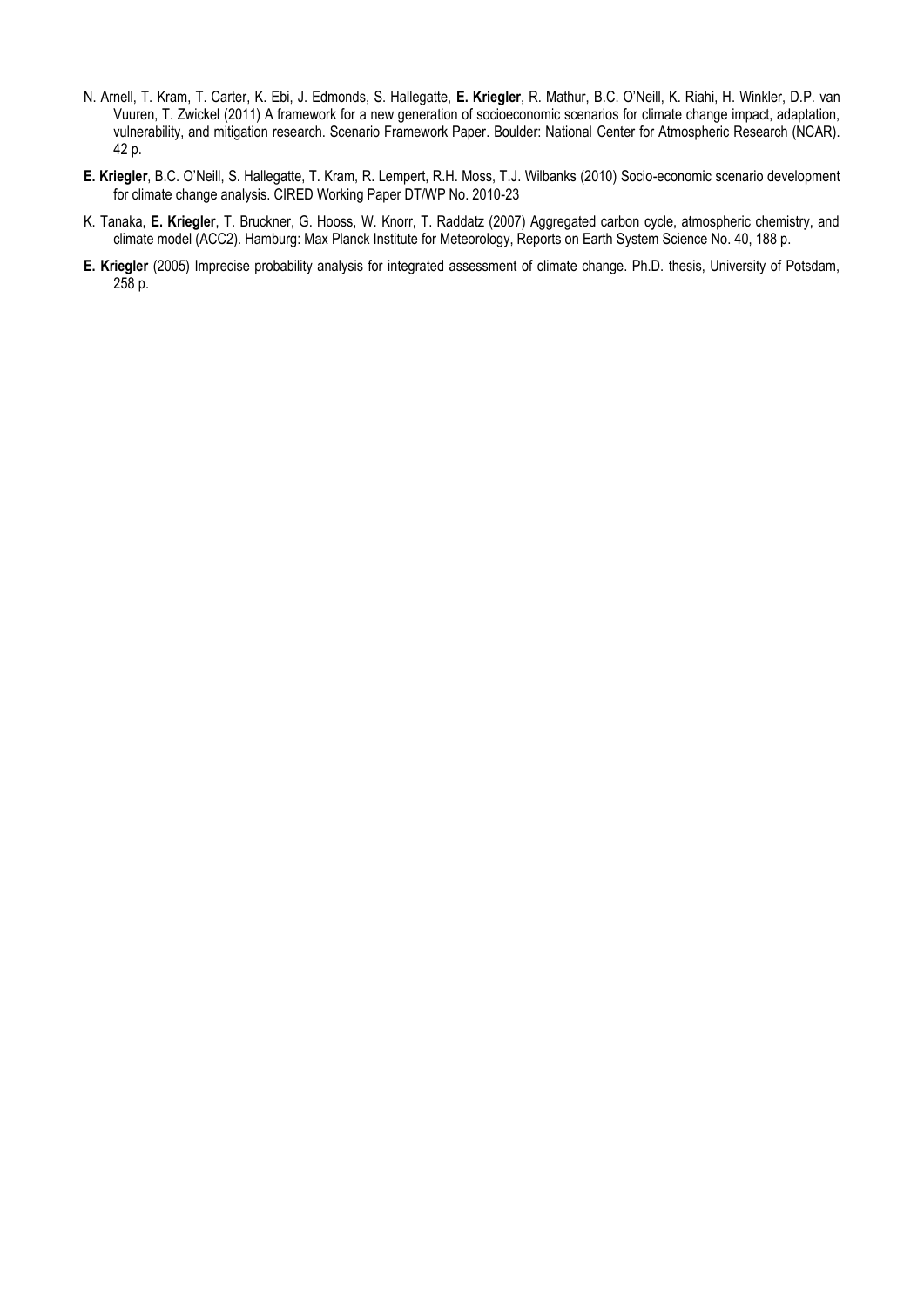N. Arnell, T. Kram, T. Carter, K. Ebi, J. Edmonds, S. Hallegatte, **E. Kriegler**, R. Mathur, B.C. O'Neill, K. Riahi, H. Winkler, D.P. van Vuuren, T. Zwickel (2011) A framework for a new generation of socioeconomic scenarios for climate change impact, adaptation, vulnerability, and mitigation research. Scenario Framework Paper. Boulder: National Center for Atmospheric Research (NCAR). 42 p.

**E. Kriegler**, B.C. O'Neill, S. Hallegatte, T. Kram, R. Lempert, R.H. Moss, T.J. Wilbanks (2010) Socio-economic scenario development for climate change analysis. CIRED Working Paper DT/WP No. 2010-23

K. Tanaka, **E. Kriegler**, T. Bruckner, G. Hooss, W. Knorr, T. Raddatz (2007) Aggregated carbon cycle, atmospheric chemistry, and climate model (ACC2). Hamburg: Max Planck Institute for Meteorology, Reports on Earth System Science No. 40, 188 p.

**E. Kriegler** (2005) Imprecise probability analysis for integrated assessment of climate change. Ph.D. thesis, University of Potsdam, 258 p.